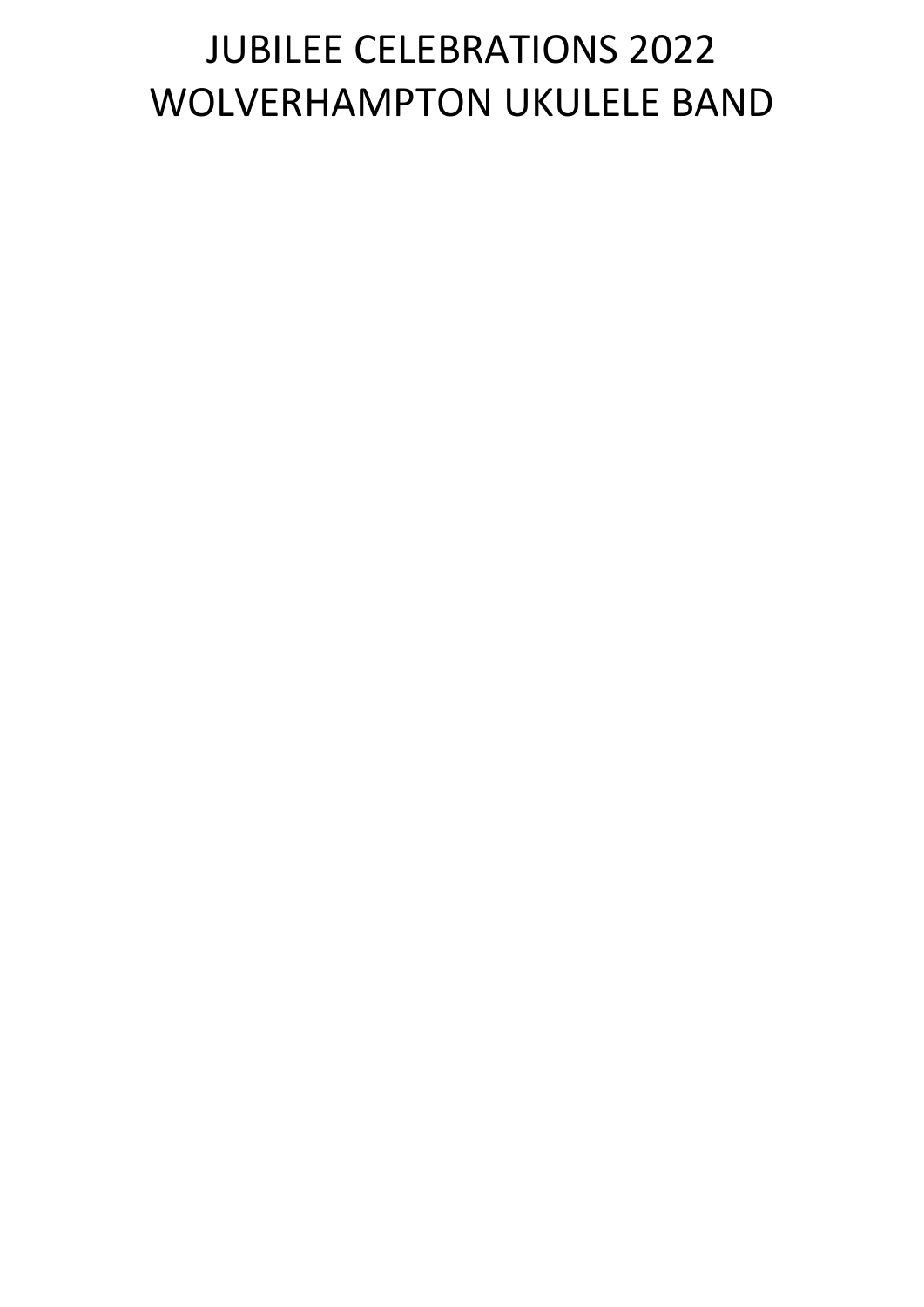# JUBILEE CELEBRATIONS 2022
# WOLVERHAMPTON UKULELE BAND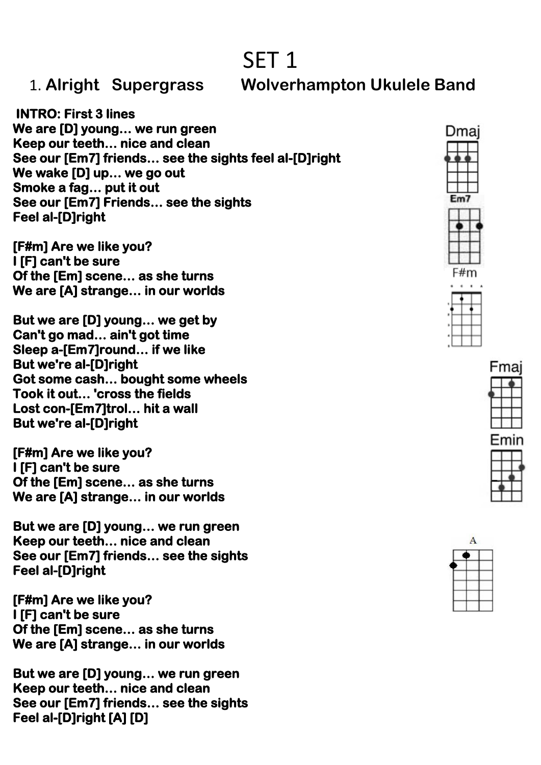# SET 1

## 1. Alright Supergrass Wolverhampton Ukulele Band

**INTRO: First 3 lines**

**We are [D] young… we run green**
**Keep our teeth… nice and clean**
**See our [Em7] friends… see the sights feel al-[D]right**
**We wake [D] up… we go out**
**Smoke a fag… put it out**
**See our [Em7] Friends… see the sights**
**Feel al-[D]right**

**[F#m] Are we like you?**
**I [F] can't be sure**
**Of the [Em] scene… as she turns**
**We are [A] strange… in our worlds**

**But we are [D] young… we get by**
**Can't go mad… ain't got time**
**Sleep a-[Em7]round… if we like**
**But we're al-[D]right**
**Got some cash… bought some wheels**
**Took it out… 'cross the fields**
**Lost con-[Em7]trol… hit a wall**
**But we're al-[D]right**

**[F#m] Are we like you?**
**I [F] can't be sure**
**Of the [Em] scene… as she turns**
**We are [A] strange… in our worlds**

**But we are [D] young… we run green**
**Keep our teeth… nice and clean**
**See our [Em7] friends… see the sights**
**Feel al-[D]right**

**[F#m] Are we like you?**
**I [F] can't be sure**
**Of the [Em] scene… as she turns**
**We are [A] strange… in our worlds**

**But we are [D] young… we run green**
**Keep our teeth… nice and clean**
**See our [Em7] friends… see the sights**
**Feel al-[D]right [A] [D]**

Dmaj

Em7

F#m

Fmaj

Emin

A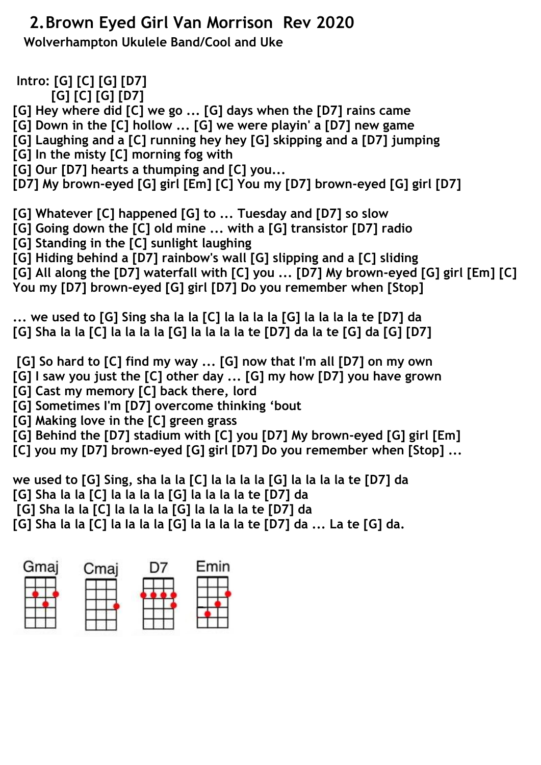# 2. Brown Eyed Girl Van Morrison Rev 2020

**Wolverhampton Ukulele Band/Cool and Uke**

Intro: [G] [C] [G] [D7]
[G] [C] [G] [D7]
[G] Hey where did [C] we go ... [G] days when the [D7] rains came
[G] Down in the [C] hollow ... [G] we were playin' a [D7] new game
[G] Laughing and a [C] running hey hey [G] skipping and a [D7] jumping
[G] In the misty [C] morning fog with
[G] Our [D7] hearts a thumping and [C] you...
[D7] My brown-eyed [G] girl [Em] [C] You my [D7] brown-eyed [G] girl [D7]

[G] Whatever [C] happened [G] to ... Tuesday and [D7] so slow
[G] Going down the [C] old mine ... with a [G] transistor [D7] radio
[G] Standing in the [C] sunlight laughing
[G] Hiding behind a [D7] rainbow's wall [G] slipping and a [C] sliding
[G] All along the [D7] waterfall with [C] you ... [D7] My brown-eyed [G] girl [Em] [C] You my [D7] brown-eyed [G] girl [D7] Do you remember when [Stop]

... we used to [G] Sing sha la la [C] la la la la [G] la la la la te [D7] da
[G] Sha la la [C] la la la la [G] la la la la te [D7] da la te [G] da [G] [D7]

[G] So hard to [C] find my way ... [G] now that I'm all [D7] on my own
[G] I saw you just the [C] other day ... [G] my how [D7] you have grown
[G] Cast my memory [C] back there, lord
[G] Sometimes I'm [D7] overcome thinking 'bout
[G] Making love in the [C] green grass
[G] Behind the [D7] stadium with [C] you [D7] My brown-eyed [G] girl [Em]
[C] you my [D7] brown-eyed [G] girl [D7] Do you remember when [Stop] ...

we used to [G] Sing, sha la la [C] la la la la [G] la la la la te [D7] da
[G] Sha la la [C] la la la la [G] la la la la te [D7] da
[G] Sha la la [C] la la la la [G] la la la la te [D7] da
[G] Sha la la [C] la la la la [G] la la la la te [D7] da ... La te [G] da.

Gmaj Cmaj D7 Emin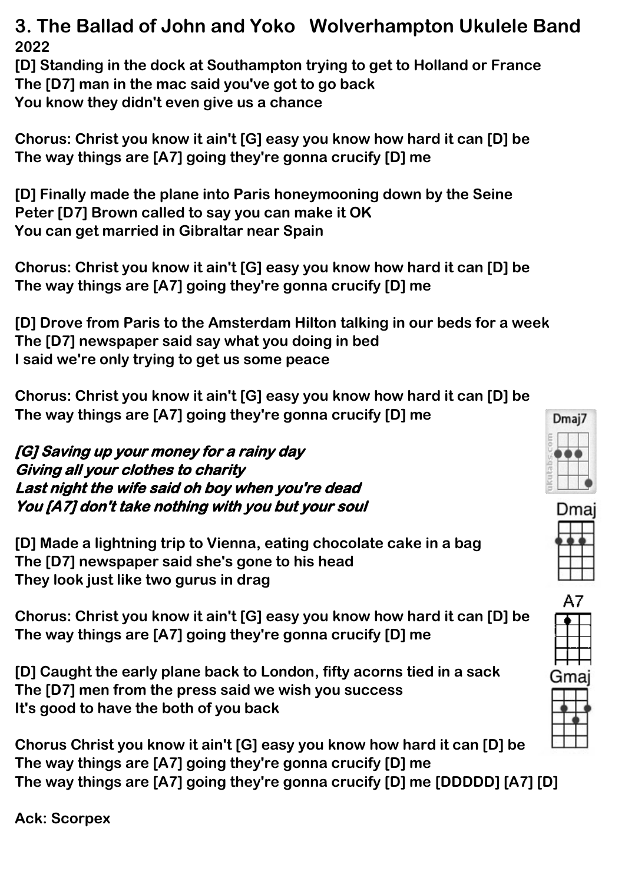# 3. The Ballad of John and Yoko   Wolverhampton Ukulele Band

**2022**

**[D] Standing in the dock at Southampton trying to get to Holland or France**
**The [D7] man in the mac said you've got to go back**
**You know they didn't even give us a chance**

**Chorus: Christ you know it ain't [G] easy you know how hard it can [D] be**
**The way things are [A7] going they're gonna crucify [D] me**

**[D] Finally made the plane into Paris honeymooning down by the Seine**
**Peter [D7] Brown called to say you can make it OK**
**You can get married in Gibraltar near Spain**

**Chorus: Christ you know it ain't [G] easy you know how hard it can [D] be**
**The way things are [A7] going they're gonna crucify [D] me**

**[D] Drove from Paris to the Amsterdam Hilton talking in our beds for a week**
**The [D7] newspaper said say what you doing in bed**
**I said we're only trying to get us some peace**

**Chorus: Christ you know it ain't [G] easy you know how hard it can [D] be**
**The way things are [A7] going they're gonna crucify [D] me**

***[G] Saving up your money for a rainy day***
***Giving all your clothes to charity***
***Last night the wife said oh boy when you're dead***
***You [A7] don't take nothing with you but your soul***

**[D] Made a lightning trip to Vienna, eating chocolate cake in a bag**
**The [D7] newspaper said she's gone to his head**
**They look just like two gurus in drag**

**Chorus: Christ you know it ain't [G] easy you know how hard it can [D] be**
**The way things are [A7] going they're gonna crucify [D] me**

**[D] Caught the early plane back to London, fifty acorns tied in a sack**
**The [D7] men from the press said we wish you success**
**It's good to have the both of you back**

**Chorus Christ you know it ain't [G] easy you know how hard it can [D] be**
**The way things are [A7] going they're gonna crucify [D] me**
**The way things are [A7] going they're gonna crucify [D] me [DDDDD] [A7] [D]**

**Ack: Scorpex**

Dmaj7

Dmaj

A7

Gmaj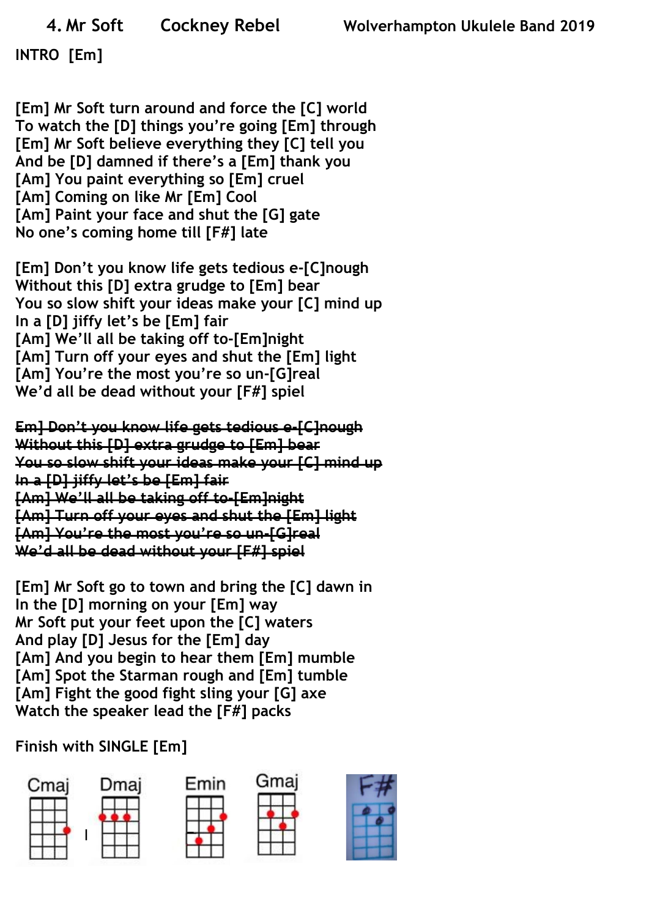# 4. Mr Soft Cockney Rebel Wolverhampton Ukulele Band 2019

INTRO [Em]

[Em] Mr Soft turn around and force the [C] world
To watch the [D] things you're going [Em] through
[Em] Mr Soft believe everything they [C] tell you
And be [D] damned if there's a [Em] thank you
[Am] You paint everything so [Em] cruel
[Am] Coming on like Mr [Em] Cool
[Am] Paint your face and shut the [G] gate
No one's coming home till [F#] late

[Em] Don't you know life gets tedious e-[C]nough
Without this [D] extra grudge to [Em] bear
You so slow shift your ideas make your [C] mind up
In a [D] jiffy let's be [Em] fair
[Am] We'll all be taking off to-[Em]night
[Am] Turn off your eyes and shut the [Em] light
[Am] You're the most you're so un-[G]real
We'd all be dead without your [F#] spiel

~~Em] Don't you know life gets tedious e-[C]nough~~
~~Without this [D] extra grudge to [Em] bear~~
~~You so slow shift your ideas make your [C] mind up~~
~~In a [D] jiffy let's be [Em] fair~~
~~[Am] We'll all be taking off to-[Em]night~~
~~[Am] Turn off your eyes and shut the [Em] light~~
~~[Am] You're the most you're so un-[G]real~~
~~We'd all be dead without your [F#] spiel~~

[Em] Mr Soft go to town and bring the [C] dawn in
In the [D] morning on your [Em] way
Mr Soft put your feet upon the [C] waters
And play [D] Jesus for the [Em] day
[Am] And you begin to hear them [Em] mumble
[Am] Spot the Starman rough and [Em] tumble
[Am] Fight the good fight sling your [G] axe
Watch the speaker lead the [F#] packs

Finish with SINGLE [Em]

Cmaj Dmaj Emin Gmaj F#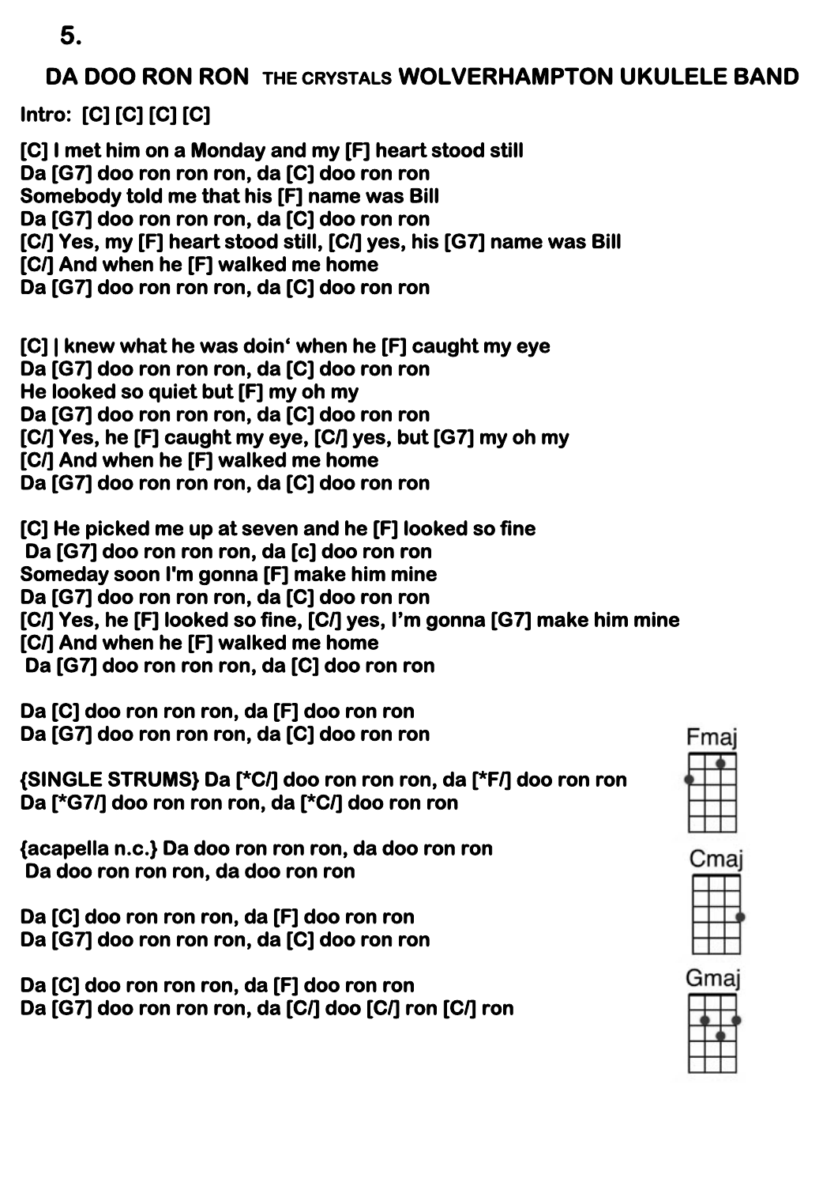**5.**

## DA DOO RON RON THE CRYSTALS WOLVERHAMPTON UKULELE BAND

**Intro: [C] [C] [C] [C]**

**[C] I met him on a Monday and my [F] heart stood still**
**Da [G7] doo ron ron ron, da [C] doo ron ron**
**Somebody told me that his [F] name was Bill**
**Da [G7] doo ron ron ron, da [C] doo ron ron**
**[C/] Yes, my [F] heart stood still, [C/] yes, his [G7] name was Bill**
**[C/] And when he [F] walked me home**
**Da [G7] doo ron ron ron, da [C] doo ron ron**

**[C] | knew what he was doin' when he [F] caught my eye**
**Da [G7] doo ron ron ron, da [C] doo ron ron**
**He looked so quiet but [F] my oh my**
**Da [G7] doo ron ron ron, da [C] doo ron ron**
**[C/] Yes, he [F] caught my eye, [C/] yes, but [G7] my oh my**
**[C/] And when he [F] walked me home**
**Da [G7] doo ron ron ron, da [C] doo ron ron**

**[C] He picked me up at seven and he [F] looked so fine**
**Da [G7] doo ron ron ron, da [c] doo ron ron**
**Someday soon I'm gonna [F] make him mine**
**Da [G7] doo ron ron ron, da [C] doo ron ron**
**[C/] Yes, he [F] looked so fine, [C/] yes, I'm gonna [G7] make him mine**
**[C/] And when he [F] walked me home**
**Da [G7] doo ron ron ron, da [C] doo ron ron**

**Da [C] doo ron ron ron, da [F] doo ron ron**
**Da [G7] doo ron ron ron, da [C] doo ron ron**

**{SINGLE STRUMS} Da [*C/] doo ron ron ron, da [*F/] doo ron ron**
**Da [*G7/] doo ron ron ron, da [*C/] doo ron ron**

**{acapella n.c.} Da doo ron ron ron, da doo ron ron**
**Da doo ron ron ron, da doo ron ron**

**Da [C] doo ron ron ron, da [F] doo ron ron**
**Da [G7] doo ron ron ron, da [C] doo ron ron**

**Da [C] doo ron ron ron, da [F] doo ron ron**
**Da [G7] doo ron ron ron, da [C/] doo [C/] ron [C/] ron**

Fmaj

Cmaj

Gmaj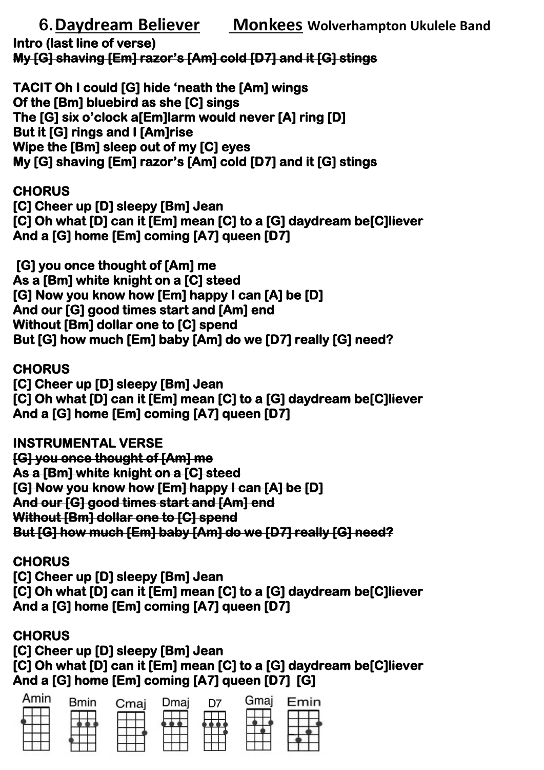# 6. Daydream Believer — Monkees — Wolverhampton Ukulele Band

**Intro (last line of verse)**
~~**My [G] shaving [Em] razor's [Am] cold [D7] and it [G] stings**~~

**TACIT Oh I could [G] hide 'neath the [Am] wings**
**Of the [Bm] bluebird as she [C] sings**
**The [G] six o'clock a[Em]larm would never [A] ring [D]**
**But it [G] rings and I [Am]rise**
**Wipe the [Bm] sleep out of my [C] eyes**
**My [G] shaving [Em] razor's [Am] cold [D7] and it [G] stings**

**CHORUS**
**[C] Cheer up [D] sleepy [Bm] Jean**
**[C] Oh what [D] can it [Em] mean [C] to a [G] daydream be[C]liever**
**And a [G] home [Em] coming [A7] queen [D7]**

**[G] you once thought of [Am] me**
**As a [Bm] white knight on a [C] steed**
**[G] Now you know how [Em] happy I can [A] be [D]**
**And our [G] good times start and [Am] end**
**Without [Bm] dollar one to [C] spend**
**But [G] how much [Em] baby [Am] do we [D7] really [G] need?**

**CHORUS**
**[C] Cheer up [D] sleepy [Bm] Jean**
**[C] Oh what [D] can it [Em] mean [C] to a [G] daydream be[C]liever**
**And a [G] home [Em] coming [A7] queen [D7]**

**INSTRUMENTAL VERSE**
~~**[G] you once thought of [Am] me**~~
~~**As a [Bm] white knight on a [C] steed**~~
~~**[G] Now you know how [Em] happy I can [A] be [D]**~~
~~**And our [G] good times start and [Am] end**~~
~~**Without [Bm] dollar one to [C] spend**~~
~~**But [G] how much [Em] baby [Am] do we [D7] really [G] need?**~~

**CHORUS**
**[C] Cheer up [D] sleepy [Bm] Jean**
**[C] Oh what [D] can it [Em] mean [C] to a [G] daydream be[C]liever**
**And a [G] home [Em] coming [A7] queen [D7]**

**CHORUS**
**[C] Cheer up [D] sleepy [Bm] Jean**
**[C] Oh what [D] can it [Em] mean [C] to a [G] daydream be[C]liever**
**And a [G] home [Em] coming [A7] queen [D7] [G]**

Amin Bmin Cmaj Dmaj D7 Gmaj Emin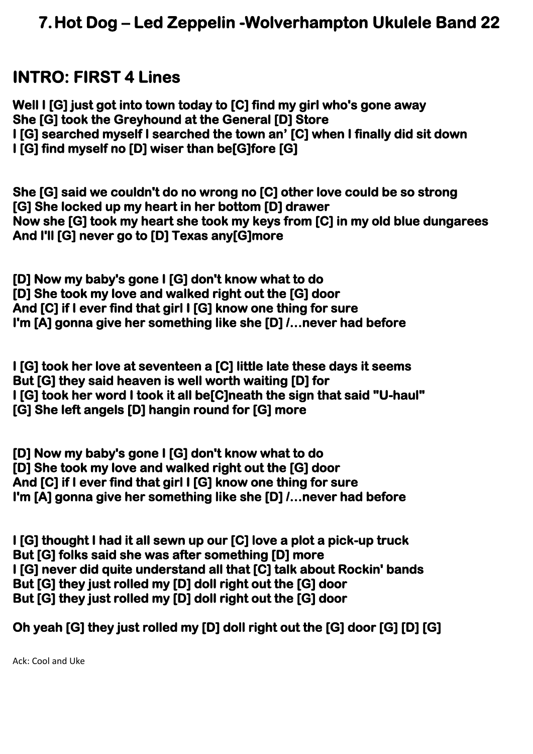# 7. Hot Dog – Led Zeppelin -Wolverhampton Ukulele Band 22

## INTRO: FIRST 4 Lines

**Well I [G] just got into town today to [C] find my girl who's gone away**
**She [G] took the Greyhound at the General [D] Store**
**I [G] searched myself I searched the town an' [C] when I finally did sit down**
**I [G] find myself no [D] wiser than be[G]fore [G]**

**She [G] said we couldn't do no wrong no [C] other love could be so strong**
**[G] She locked up my heart in her bottom [D] drawer**
**Now she [G] took my heart she took my keys from [C] in my old blue dungarees**
**And I'll [G] never go to [D] Texas any[G]more**

**[D] Now my baby's gone I [G] don't know what to do**
**[D] She took my love and walked right out the [G] door**
**And [C] if I ever find that girl I [G] know one thing for sure**
**I'm [A] gonna give her something like she [D] /…never had before**

**I [G] took her love at seventeen a [C] little late these days it seems**
**But [G] they said heaven is well worth waiting [D] for**
**I [G] took her word I took it all be[C]neath the sign that said "U-haul"**
**[G] She left angels [D] hangin round for [G] more**

**[D] Now my baby's gone I [G] don't know what to do**
**[D] She took my love and walked right out the [G] door**
**And [C] if I ever find that girl I [G] know one thing for sure**
**I'm [A] gonna give her something like she [D] /…never had before**

**I [G] thought I had it all sewn up our [C] love a plot a pick-up truck**
**But [G] folks said she was after something [D] more**
**I [G] never did quite understand all that [C] talk about Rockin' bands**
**But [G] they just rolled my [D] doll right out the [G] door**
**But [G] they just rolled my [D] doll right out the [G] door**

**Oh yeah [G] they just rolled my [D] doll right out the [G] door [G] [D] [G]**

Ack: Cool and Uke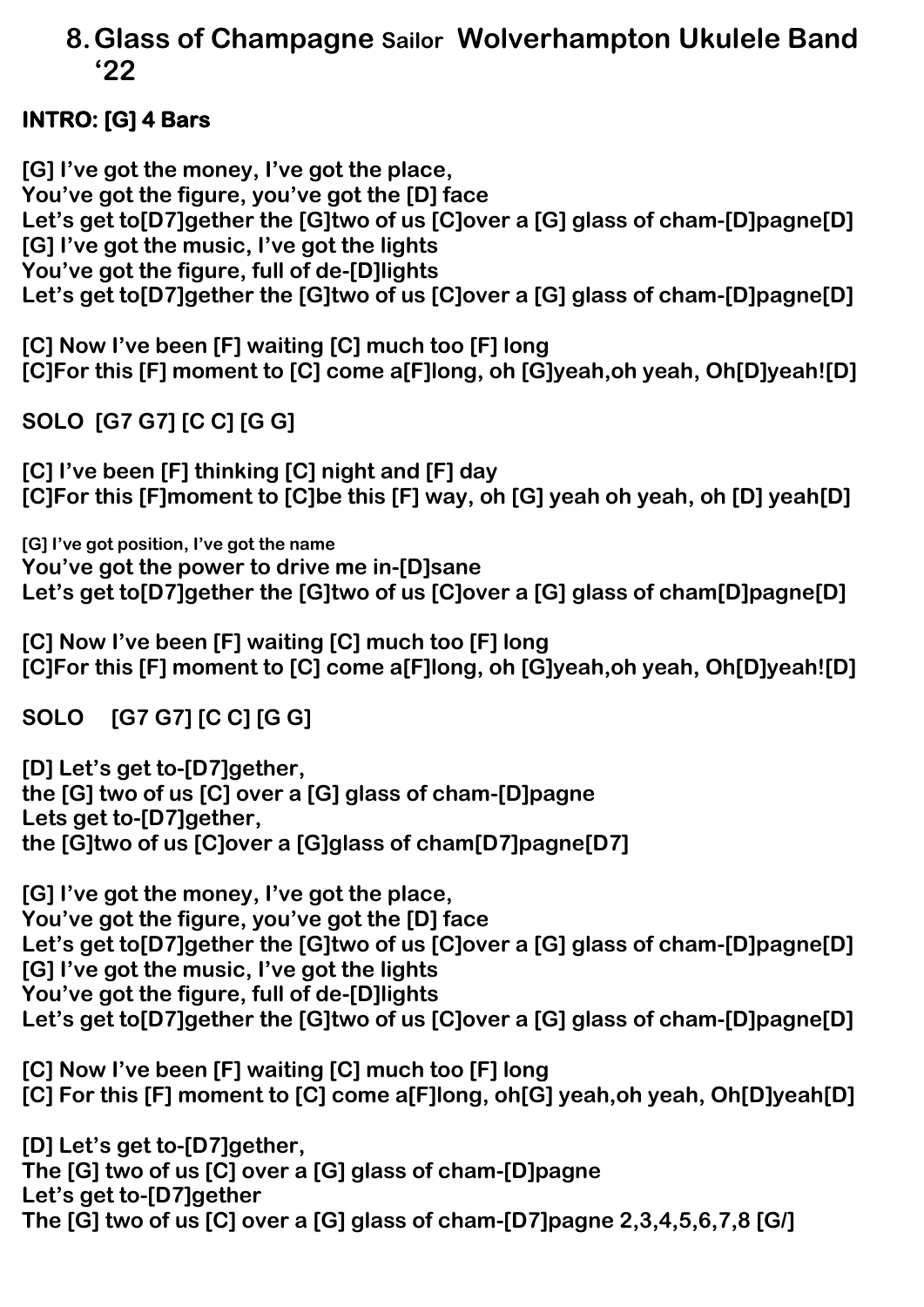# 8. Glass of Champagne Sailor Wolverhampton Ukulele Band '22

**INTRO: [G] 4 Bars**

**[G] I've got the money, I've got the place,**
**You've got the figure, you've got the [D] face**
**Let's get to[D7]gether the [G]two of us [C]over a [G] glass of cham-[D]pagne[D]**
**[G] I've got the music, I've got the lights**
**You've got the figure, full of de-[D]lights**
**Let's get to[D7]gether the [G]two of us [C]over a [G] glass of cham-[D]pagne[D]**

**[C] Now I've been [F] waiting [C] much too [F] long**
**[C]For this [F] moment to [C] come a[F]long, oh [G]yeah,oh yeah, Oh[D]yeah![D]**

**SOLO [G7 G7] [C C] [G G]**

**[C] I've been [F] thinking [C] night and [F] day**
**[C]For this [F]moment to [C]be this [F] way, oh [G] yeah oh yeah, oh [D] yeah[D]**

**[G] I've got position, I've got the name**
**You've got the power to drive me in-[D]sane**
**Let's get to[D7]gether the [G]two of us [C]over a [G] glass of cham[D]pagne[D]**

**[C] Now I've been [F] waiting [C] much too [F] long**
**[C]For this [F] moment to [C] come a[F]long, oh [G]yeah,oh yeah, Oh[D]yeah![D]**

**SOLO [G7 G7] [C C] [G G]**

**[D] Let's get to-[D7]gether,**
**the [G] two of us [C] over a [G] glass of cham-[D]pagne**
**Lets get to-[D7]gether,**
**the [G]two of us [C]over a [G]glass of cham[D7]pagne[D7]**

**[G] I've got the money, I've got the place,**
**You've got the figure, you've got the [D] face**
**Let's get to[D7]gether the [G]two of us [C]over a [G] glass of cham-[D]pagne[D]**
**[G] I've got the music, I've got the lights**
**You've got the figure, full of de-[D]lights**
**Let's get to[D7]gether the [G]two of us [C]over a [G] glass of cham-[D]pagne[D]**

**[C] Now I've been [F] waiting [C] much too [F] long**
**[C] For this [F] moment to [C] come a[F]long, oh[G] yeah,oh yeah, Oh[D]yeah[D]**

**[D] Let's get to-[D7]gether,**
**The [G] two of us [C] over a [G] glass of cham-[D]pagne**
**Let's get to-[D7]gether**
**The [G] two of us [C] over a [G] glass of cham-[D7]pagne 2,3,4,5,6,7,8 [G/]**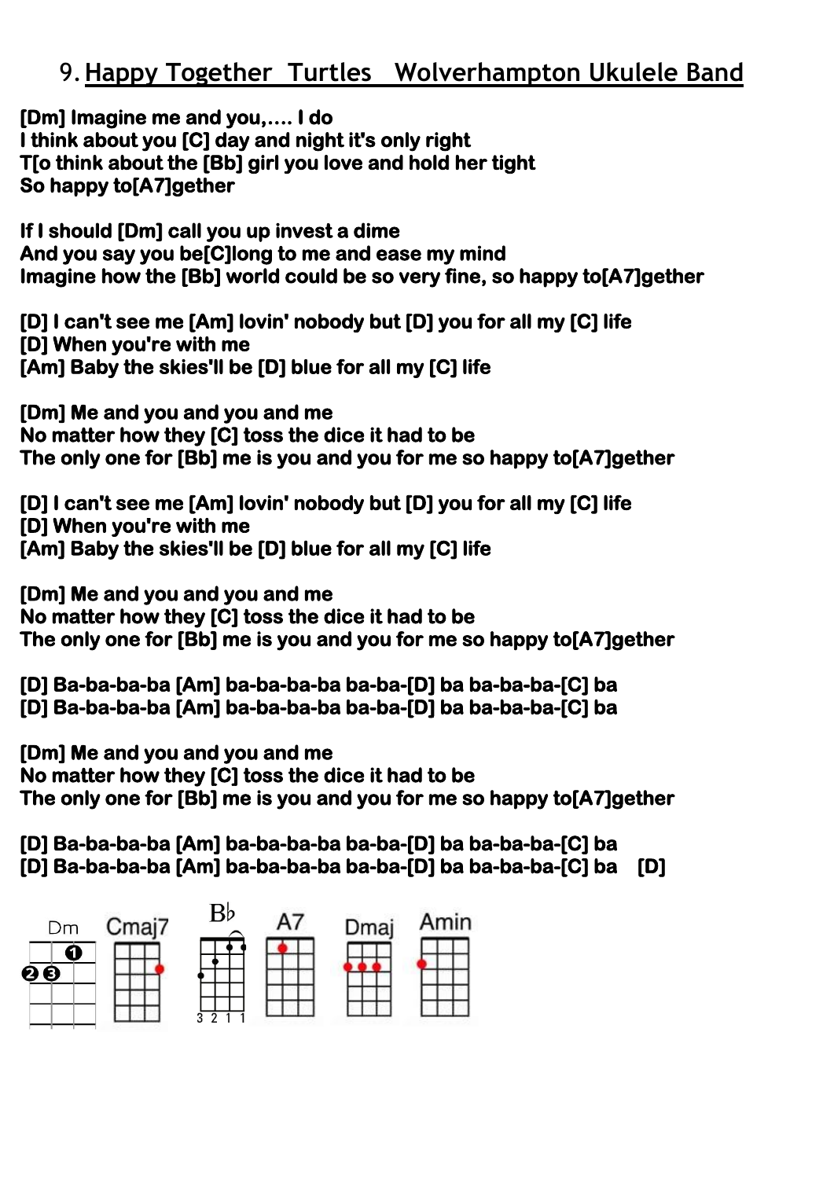# 9. Happy Together Turtles Wolverhampton Ukulele Band

**[Dm] Imagine me and you,.... I do**
**I think about you [C] day and night it's only right**
**T[o think about the [Bb] girl you love and hold her tight**
**So happy to[A7]gether**

**If I should [Dm] call you up invest a dime**
**And you say you be[C]long to me and ease my mind**
**Imagine how the [Bb] world could be so very fine, so happy to[A7]gether**

**[D] I can't see me [Am] lovin' nobody but [D] you for all my [C] life**
**[D] When you're with me**
**[Am] Baby the skies'll be [D] blue for all my [C] life**

**[Dm] Me and you and you and me**
**No matter how they [C] toss the dice it had to be**
**The only one for [Bb] me is you and you for me so happy to[A7]gether**

**[D] I can't see me [Am] lovin' nobody but [D] you for all my [C] life**
**[D] When you're with me**
**[Am] Baby the skies'll be [D] blue for all my [C] life**

**[Dm] Me and you and you and me**
**No matter how they [C] toss the dice it had to be**
**The only one for [Bb] me is you and you for me so happy to[A7]gether**

**[D] Ba-ba-ba-ba [Am] ba-ba-ba-ba ba-ba-[D] ba ba-ba-ba-[C] ba**
**[D] Ba-ba-ba-ba [Am] ba-ba-ba-ba ba-ba-[D] ba ba-ba-ba-[C] ba**

**[Dm] Me and you and you and me**
**No matter how they [C] toss the dice it had to be**
**The only one for [Bb] me is you and you for me so happy to[A7]gether**

**[D] Ba-ba-ba-ba [Am] ba-ba-ba-ba ba-ba-[D] ba ba-ba-ba-[C] ba**
**[D] Ba-ba-ba-ba [Am] ba-ba-ba-ba ba-ba-[D] ba ba-ba-ba-[C] ba [D]**

Dm Cmaj7 B♭ A7 Dmaj Amin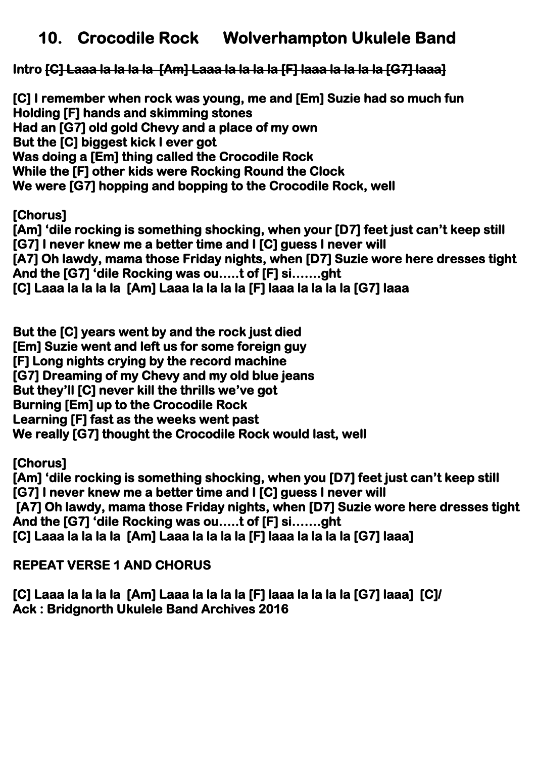# 10. Crocodile Rock Wolverhampton Ukulele Band

**Intro ~~[C] Laaa la la la la [Am] Laaa la la la la [F] laaa la la la la [G7] laaa]~~**

**[C] I remember when rock was young, me and [Em] Suzie had so much fun**
**Holding [F] hands and skimming stones**
**Had an [G7] old gold Chevy and a place of my own**
**But the [C] biggest kick I ever got**
**Was doing a [Em] thing called the Crocodile Rock**
**While the [F] other kids were Rocking Round the Clock**
**We were [G7] hopping and bopping to the Crocodile Rock, well**

**[Chorus]**
**[Am] 'dile rocking is something shocking, when your [D7] feet just can't keep still**
**[G7] I never knew me a better time and I [C] guess I never will**
**[A7] Oh lawdy, mama those Friday nights, when [D7] Suzie wore here dresses tight**
**And the [G7] 'dile Rocking was ou…..t of [F] si…….ght**
**[C] Laaa la la la la [Am] Laaa la la la la [F] laaa la la la la [G7] laaa**

**But the [C] years went by and the rock just died**
**[Em] Suzie went and left us for some foreign guy**
**[F] Long nights crying by the record machine**
**[G7] Dreaming of my Chevy and my old blue jeans**
**But they'll [C] never kill the thrills we've got**
**Burning [Em] up to the Crocodile Rock**
**Learning [F] fast as the weeks went past**
**We really [G7] thought the Crocodile Rock would last, well**

**[Chorus]**
**[Am] 'dile rocking is something shocking, when you [D7] feet just can't keep still**
**[G7] I never knew me a better time and I [C] guess I never will**
**[A7] Oh lawdy, mama those Friday nights, when [D7] Suzie wore here dresses tight**
**And the [G7] 'dile Rocking was ou…..t of [F] si…….ght**
**[C] Laaa la la la la [Am] Laaa la la la la [F] laaa la la la la [G7] laaa]**

**REPEAT VERSE 1 AND CHORUS**

**[C] Laaa la la la la [Am] Laaa la la la la [F] laaa la la la la [G7] laaa] [C]/**
**Ack : Bridgnorth Ukulele Band Archives 2016**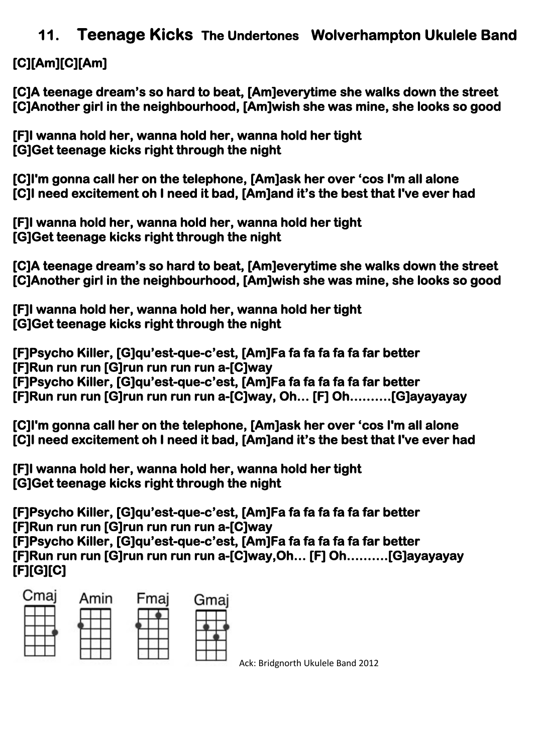## 11. Teenage Kicks The Undertones Wolverhampton Ukulele Band

**[C][Am][C][Am]**

**[C]A teenage dream's so hard to beat, [Am]everytime she walks down the street**
**[C]Another girl in the neighbourhood, [Am]wish she was mine, she looks so good**

**[F]I wanna hold her, wanna hold her, wanna hold her tight**
**[G]Get teenage kicks right through the night**

**[C]I'm gonna call her on the telephone, [Am]ask her over 'cos I'm all alone**
**[C]I need excitement oh I need it bad, [Am]and it's the best that I've ever had**

**[F]I wanna hold her, wanna hold her, wanna hold her tight**
**[G]Get teenage kicks right through the night**

**[C]A teenage dream's so hard to beat, [Am]everytime she walks down the street**
**[C]Another girl in the neighbourhood, [Am]wish she was mine, she looks so good**

**[F]I wanna hold her, wanna hold her, wanna hold her tight**
**[G]Get teenage kicks right through the night**

**[F]Psycho Killer, [G]qu'est-que-c'est, [Am]Fa fa fa fa fa fa far better**
**[F]Run run run [G]run run run run a-[C]way**
**[F]Psycho Killer, [G]qu'est-que-c'est, [Am]Fa fa fa fa fa fa far better**
**[F]Run run run [G]run run run run a-[C]way, Oh… [F] Oh……….[G]ayayayay**

**[C]I'm gonna call her on the telephone, [Am]ask her over 'cos I'm all alone**
**[C]I need excitement oh I need it bad, [Am]and it's the best that I've ever had**

**[F]I wanna hold her, wanna hold her, wanna hold her tight**
**[G]Get teenage kicks right through the night**

**[F]Psycho Killer, [G]qu'est-que-c'est, [Am]Fa fa fa fa fa fa far better**
**[F]Run run run [G]run run run run a-[C]way**
**[F]Psycho Killer, [G]qu'est-que-c'est, [Am]Fa fa fa fa fa fa far better**
**[F]Run run run [G]run run run run a-[C]way,Oh… [F] Oh……….[G]ayayayay**
**[F][G][C]**

Cmaj Amin Fmaj Gmaj

Ack: Bridgnorth Ukulele Band 2012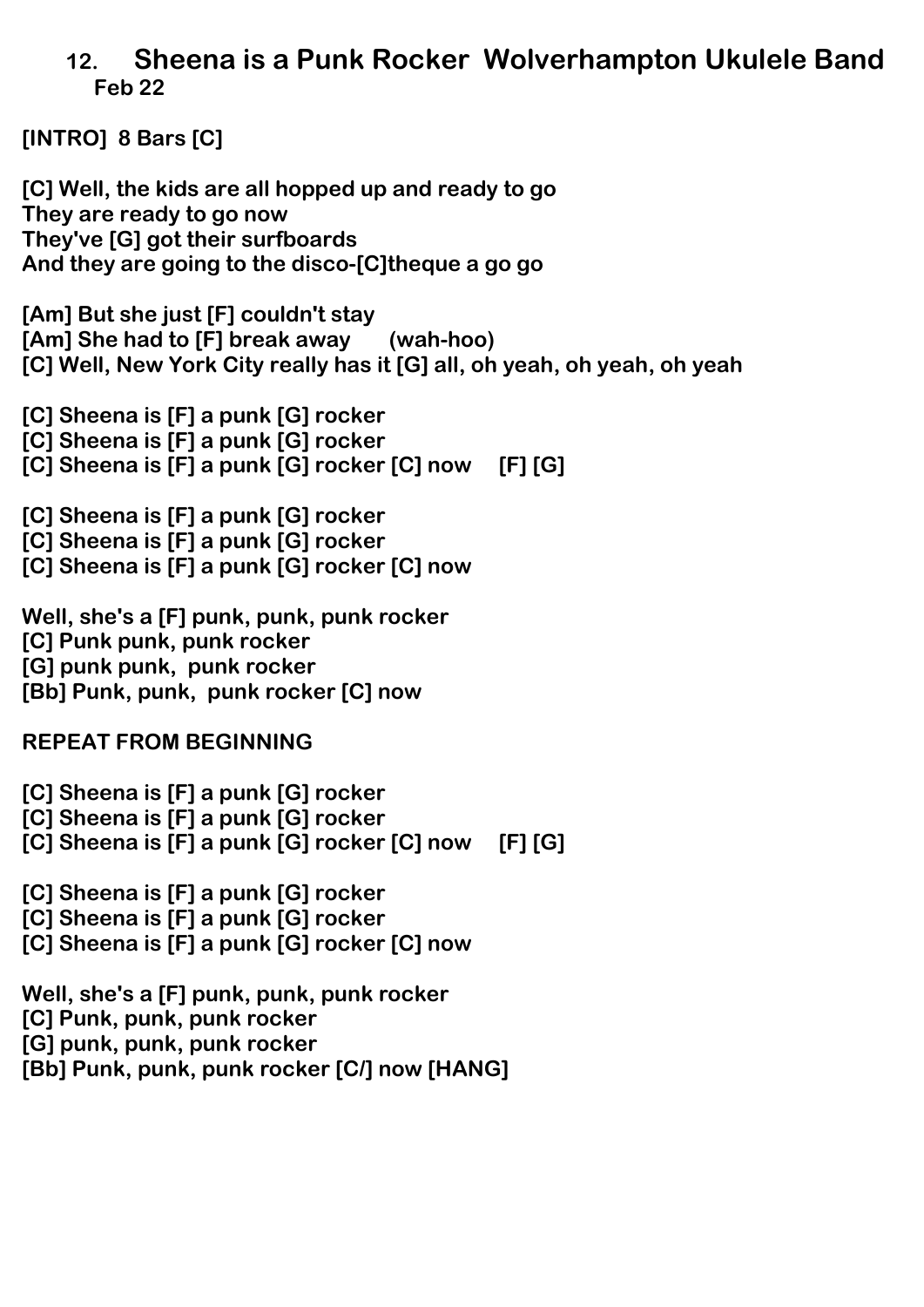# 12. Sheena is a Punk Rocker Wolverhampton Ukulele Band

**Feb 22**

**[INTRO] 8 Bars [C]**

**[C] Well, the kids are all hopped up and ready to go**
**They are ready to go now**
**They've [G] got their surfboards**
**And they are going to the disco-[C]theque a go go**

**[Am] But she just [F] couldn't stay**
**[Am] She had to [F] break away (wah-hoo)**
**[C] Well, New York City really has it [G] all, oh yeah, oh yeah, oh yeah**

**[C] Sheena is [F] a punk [G] rocker**
**[C] Sheena is [F] a punk [G] rocker**
**[C] Sheena is [F] a punk [G] rocker [C] now [F] [G]**

**[C] Sheena is [F] a punk [G] rocker**
**[C] Sheena is [F] a punk [G] rocker**
**[C] Sheena is [F] a punk [G] rocker [C] now**

**Well, she's a [F] punk, punk, punk rocker**
**[C] Punk punk, punk rocker**
**[G] punk punk, punk rocker**
**[Bb] Punk, punk, punk rocker [C] now**

**REPEAT FROM BEGINNING**

**[C] Sheena is [F] a punk [G] rocker**
**[C] Sheena is [F] a punk [G] rocker**
**[C] Sheena is [F] a punk [G] rocker [C] now [F] [G]**

**[C] Sheena is [F] a punk [G] rocker**
**[C] Sheena is [F] a punk [G] rocker**
**[C] Sheena is [F] a punk [G] rocker [C] now**

**Well, she's a [F] punk, punk, punk rocker**
**[C] Punk, punk, punk rocker**
**[G] punk, punk, punk rocker**
**[Bb] Punk, punk, punk rocker [C/] now [HANG]**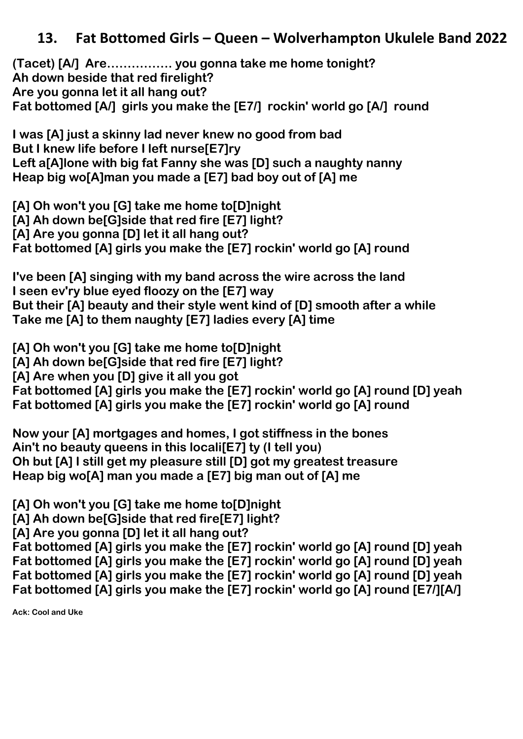## 13. Fat Bottomed Girls – Queen – Wolverhampton Ukulele Band 2022

**(Tacet) [A/] Are……………. you gonna take me home tonight?**
**Ah down beside that red firelight?**
**Are you gonna let it all hang out?**
**Fat bottomed [A/] girls you make the [E7/] rockin' world go [A/] round**

**I was [A] just a skinny lad never knew no good from bad**
**But I knew life before I left nurse[E7]ry**
**Left a[A]lone with big fat Fanny she was [D] such a naughty nanny**
**Heap big wo[A]man you made a [E7] bad boy out of [A] me**

**[A] Oh won't you [G] take me home to[D]night**
**[A] Ah down be[G]side that red fire [E7] light?**
**[A] Are you gonna [D] let it all hang out?**
**Fat bottomed [A] girls you make the [E7] rockin' world go [A] round**

**I've been [A] singing with my band across the wire across the land**
**I seen ev'ry blue eyed floozy on the [E7] way**
**But their [A] beauty and their style went kind of [D] smooth after a while**
**Take me [A] to them naughty [E7] ladies every [A] time**

**[A] Oh won't you [G] take me home to[D]night**
**[A] Ah down be[G]side that red fire [E7] light?**
**[A] Are when you [D] give it all you got**
**Fat bottomed [A] girls you make the [E7] rockin' world go [A] round [D] yeah**
**Fat bottomed [A] girls you make the [E7] rockin' world go [A] round**

**Now your [A] mortgages and homes, I got stiffness in the bones**
**Ain't no beauty queens in this locali[E7] ty (I tell you)**
**Oh but [A] I still get my pleasure still [D] got my greatest treasure**
**Heap big wo[A] man you made a [E7] big man out of [A] me**

**[A] Oh won't you [G] take me home to[D]night**
**[A] Ah down be[G]side that red fire[E7] light?**
**[A] Are you gonna [D] let it all hang out?**
**Fat bottomed [A] girls you make the [E7] rockin' world go [A] round [D] yeah**
**Fat bottomed [A] girls you make the [E7] rockin' world go [A] round [D] yeah**
**Fat bottomed [A] girls you make the [E7] rockin' world go [A] round [D] yeah**
**Fat bottomed [A] girls you make the [E7] rockin' world go [A] round [E7/][A/]**

**Ack: Cool and Uke**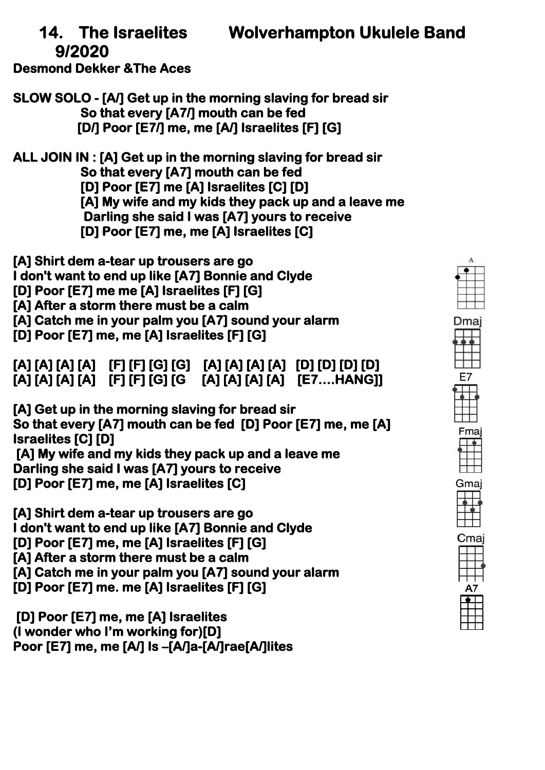# 14. The Israelites Wolverhampton Ukulele Band 9/2020

**Desmond Dekker &The Aces**

**SLOW SOLO - [A/] Get up in the morning slaving for bread sir**
**So that every [A7/] mouth can be fed**
**[D/] Poor [E7/] me, me [A/] Israelites [F] [G]**

**ALL JOIN IN : [A] Get up in the morning slaving for bread sir**
**So that every [A7] mouth can be fed**
**[D] Poor [E7] me [A] Israelites [C] [D]**
**[A] My wife and my kids they pack up and a leave me**
**Darling she said I was [A7] yours to receive**
**[D] Poor [E7] me, me [A] Israelites [C]**

**[A] Shirt dem a-tear up trousers are go**
**I don't want to end up like [A7] Bonnie and Clyde**
**[D] Poor [E7] me me [A] Israelites [F] [G]**
**[A] After a storm there must be a calm**
**[A] Catch me in your palm you [A7] sound your alarm**
**[D] Poor [E7] me, me [A] Israelites [F] [G]**

**[A] [A] [A] [A] [F] [F] [G] [G] [A] [A] [A] [A] [D] [D] [D] [D]**
**[A] [A] [A] [A] [F] [F] [G] [G [A] [A] [A] [A] [E7....HANG]]**

**[A] Get up in the morning slaving for bread sir**
**So that every [A7] mouth can be fed [D] Poor [E7] me, me [A] Israelites [C] [D]**
**[A] My wife and my kids they pack up and a leave me**
**Darling she said I was [A7] yours to receive**
**[D] Poor [E7] me, me [A] Israelites [C]**

**[A] Shirt dem a-tear up trousers are go**
**I don't want to end up like [A7] Bonnie and Clyde**
**[D] Poor [E7] me, me [A] Israelites [F] [G]**
**[A] After a storm there must be a calm**
**[A] Catch me in your palm you [A7] sound your alarm**
**[D] Poor [E7] me. me [A] Israelites [F] [G]**

**[D] Poor [E7] me, me [A] Israelites**
**(I wonder who I'm working for)[D]**
**Poor [E7] me, me [A/] Is –[A/]a-[A/]rae[A/]lites**

A Dmaj E7 Fmaj Gmaj Cmaj A7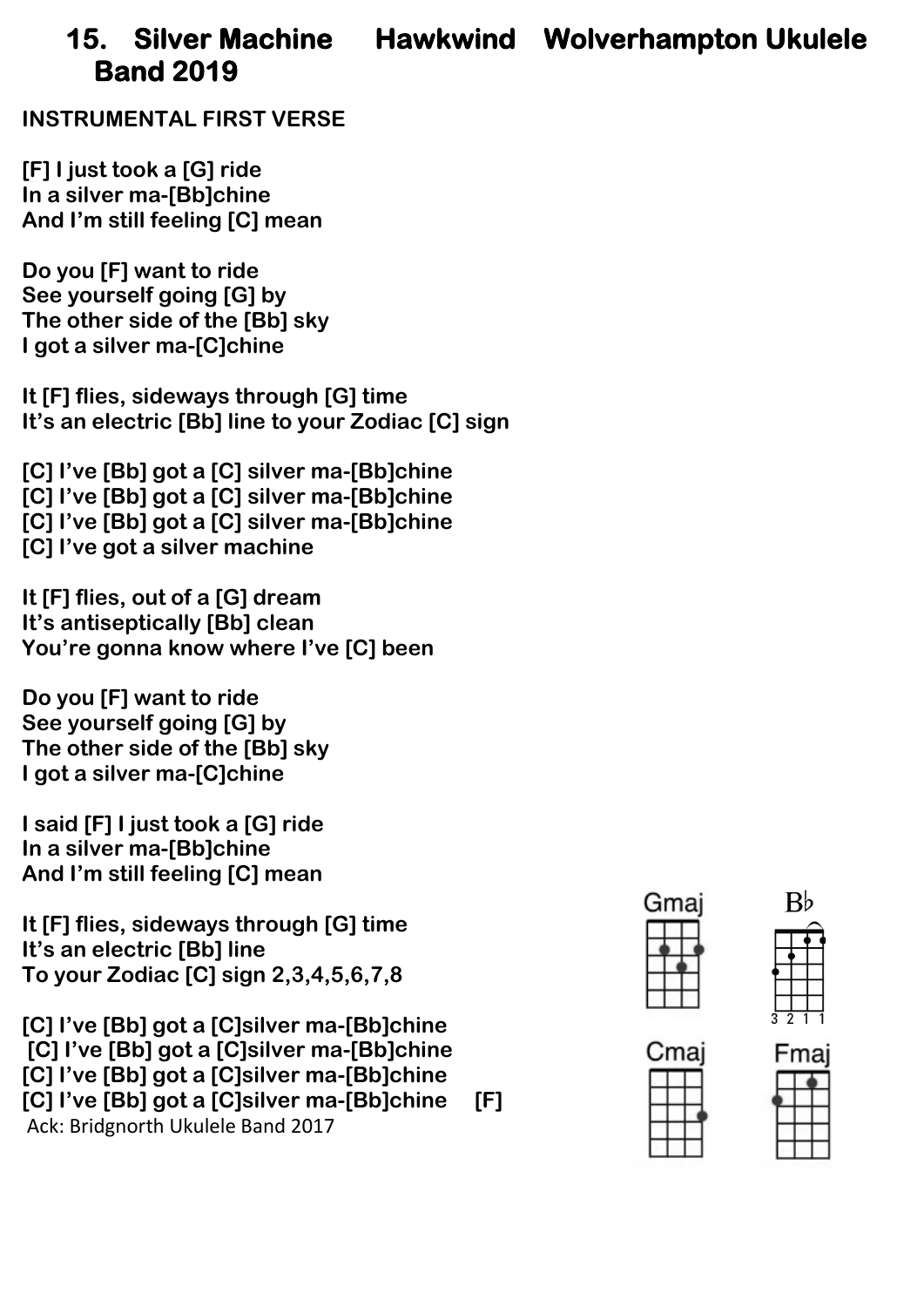# 15. Silver Machine Hawkwind Wolverhampton Ukulele Band 2019

**INSTRUMENTAL FIRST VERSE**

**[F] I just took a [G] ride**
**In a silver ma-[Bb]chine**
**And I'm still feeling [C] mean**

**Do you [F] want to ride**
**See yourself going [G] by**
**The other side of the [Bb] sky**
**I got a silver ma-[C]chine**

**It [F] flies, sideways through [G] time**
**It's an electric [Bb] line to your Zodiac [C] sign**

**[C] I've [Bb] got a [C] silver ma-[Bb]chine**
**[C] I've [Bb] got a [C] silver ma-[Bb]chine**
**[C] I've [Bb] got a [C] silver ma-[Bb]chine**
**[C] I've got a silver machine**

**It [F] flies, out of a [G] dream**
**It's antiseptically [Bb] clean**
**You're gonna know where I've [C] been**

**Do you [F] want to ride**
**See yourself going [G] by**
**The other side of the [Bb] sky**
**I got a silver ma-[C]chine**

**I said [F] I just took a [G] ride**
**In a silver ma-[Bb]chine**
**And I'm still feeling [C] mean**

**It [F] flies, sideways through [G] time**
**It's an electric [Bb] line**
**To your Zodiac [C] sign 2,3,4,5,6,7,8**

**[C] I've [Bb] got a [C]silver ma-[Bb]chine**
**[C] I've [Bb] got a [C]silver ma-[Bb]chine**
**[C] I've [Bb] got a [C]silver ma-[Bb]chine**
**[C] I've [Bb] got a [C]silver ma-[Bb]chine [F]**

Ack: Bridgnorth Ukulele Band 2017

Gmaj Bb Cmaj Fmaj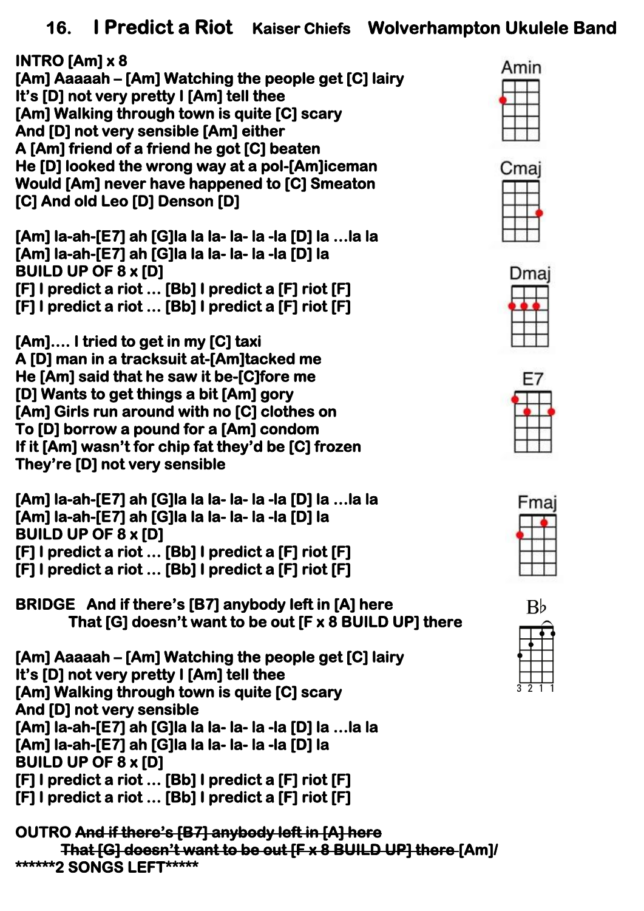# 16. I Predict a Riot   Kaiser Chiefs   Wolverhampton Ukulele Band

**INTRO [Am] x 8**
**[Am] Aaaaah – [Am] Watching the people get [C] lairy**
**It's [D] not very pretty I [Am] tell thee**
**[Am] Walking through town is quite [C] scary**
**And [D] not very sensible [Am] either**
**A [Am] friend of a friend he got [C] beaten**
**He [D] looked the wrong way at a pol-[Am]iceman**
**Would [Am] never have happened to [C] Smeaton**
**[C] And old Leo [D] Denson [D]**

**[Am] la-ah-[E7] ah [G]la la la- la- la -la [D] la ...la la**
**[Am] la-ah-[E7] ah [G]la la la- la- la -la [D] la**
**BUILD UP OF 8 x [D]**
**[F] I predict a riot ... [Bb] I predict a [F] riot [F]**
**[F] I predict a riot ... [Bb] I predict a [F] riot [F]**

**[Am].... I tried to get in my [C] taxi**
**A [D] man in a tracksuit at-[Am]tacked me**
**He [Am] said that he saw it be-[C]fore me**
**[D] Wants to get things a bit [Am] gory**
**[Am] Girls run around with no [C] clothes on**
**To [D] borrow a pound for a [Am] condom**
**If it [Am] wasn't for chip fat they'd be [C] frozen**
**They're [D] not very sensible**

**[Am] la-ah-[E7] ah [G]la la la- la- la -la [D] la ...la la**
**[Am] la-ah-[E7] ah [G]la la la- la- la -la [D] la**
**BUILD UP OF 8 x [D]**
**[F] I predict a riot ... [Bb] I predict a [F] riot [F]**
**[F] I predict a riot ... [Bb] I predict a [F] riot [F]**

**BRIDGE   And if there's [B7] anybody left in [A] here**
**That [G] doesn't want to be out [F x 8 BUILD UP] there**

**[Am] Aaaaah – [Am] Watching the people get [C] lairy**
**It's [D] not very pretty I [Am] tell thee**
**[Am] Walking through town is quite [C] scary**
**And [D] not very sensible**
**[Am] la-ah-[E7] ah [G]la la la- la- la -la [D] la ...la la**
**[Am] la-ah-[E7] ah [G]la la la- la- la -la [D] la**
**BUILD UP OF 8 x [D]**
**[F] I predict a riot ... [Bb] I predict a [F] riot [F]**
**[F] I predict a riot ... [Bb] I predict a [F] riot [F]**

**OUTRO ~~And if there's [B7] anybody left in [A] here~~**
**~~That [G] doesn't want to be out [F x 8 BUILD UP] there~~ [Am]/**
**\*\*\*\*\*\*2 SONGS LEFT\*\*\*\*\***

Amin

Cmaj

Dmaj

E7

Fmaj

B♭

3 2 1 1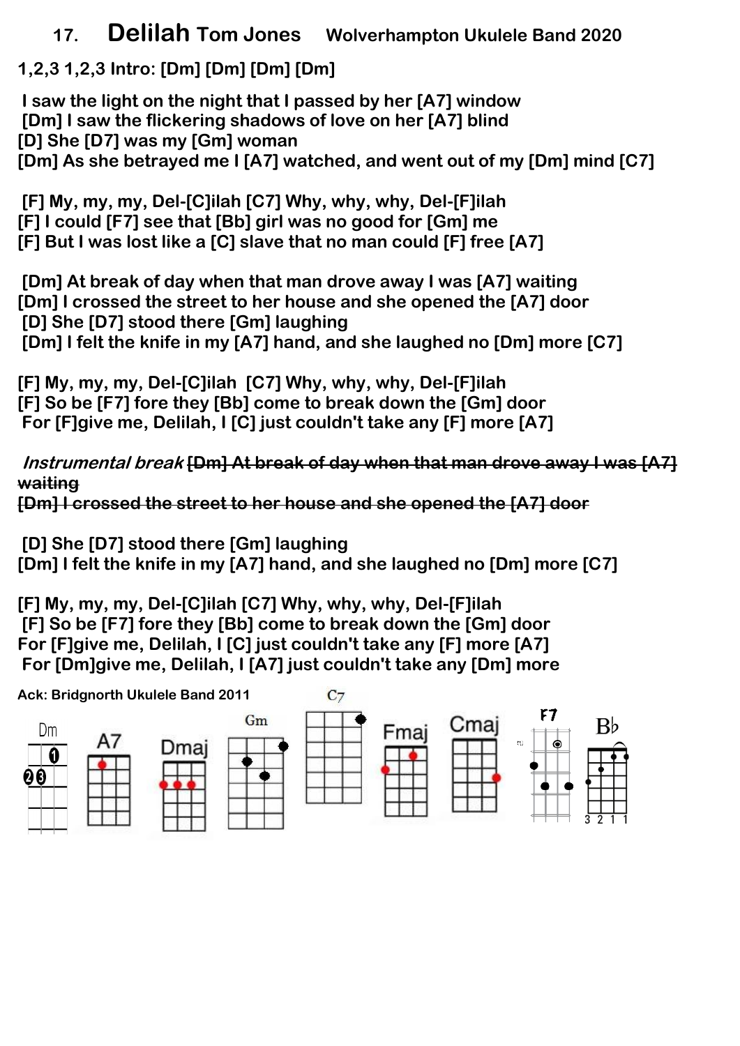# 17. Delilah Tom Jones Wolverhampton Ukulele Band 2020

**1,2,3 1,2,3 Intro: [Dm] [Dm] [Dm] [Dm]**

**I saw the light on the night that I passed by her [A7] window**
**[Dm] I saw the flickering shadows of love on her [A7] blind**
**[D] She [D7] was my [Gm] woman**
**[Dm] As she betrayed me I [A7] watched, and went out of my [Dm] mind [C7]**

**[F] My, my, my, Del-[C]ilah [C7] Why, why, why, Del-[F]ilah**
**[F] I could [F7] see that [Bb] girl was no good for [Gm] me**
**[F] But I was lost like a [C] slave that no man could [F] free [A7]**

**[Dm] At break of day when that man drove away I was [A7] waiting**
**[Dm] I crossed the street to her house and she opened the [A7] door**
**[D] She [D7] stood there [Gm] laughing**
**[Dm] I felt the knife in my [A7] hand, and she laughed no [Dm] more [C7]**

**[F] My, my, my, Del-[C]ilah [C7] Why, why, why, Del-[F]ilah**
**[F] So be [F7] fore they [Bb] come to break down the [Gm] door**
**For [F]give me, Delilah, I [C] just couldn't take any [F] more [A7]**

***Instrumental break*** ~~**[Dm] At break of day when that man drove away I was [A7] waiting**~~
~~**[Dm] I crossed the street to her house and she opened the [A7] door**~~

**[D] She [D7] stood there [Gm] laughing**
**[Dm] I felt the knife in my [A7] hand, and she laughed no [Dm] more [C7]**

**[F] My, my, my, Del-[C]ilah [C7] Why, why, why, Del-[F]ilah**
**[F] So be [F7] fore they [Bb] come to break down the [Gm] door**
**For [F]give me, Delilah, I [C] just couldn't take any [F] more [A7]**
**For [Dm]give me, Delilah, I [A7] just couldn't take any [Dm] more**

**Ack: Bridgnorth Ukulele Band 2011**

Dm A7 Dmaj Gm C7 Fmaj Cmaj F7 B♭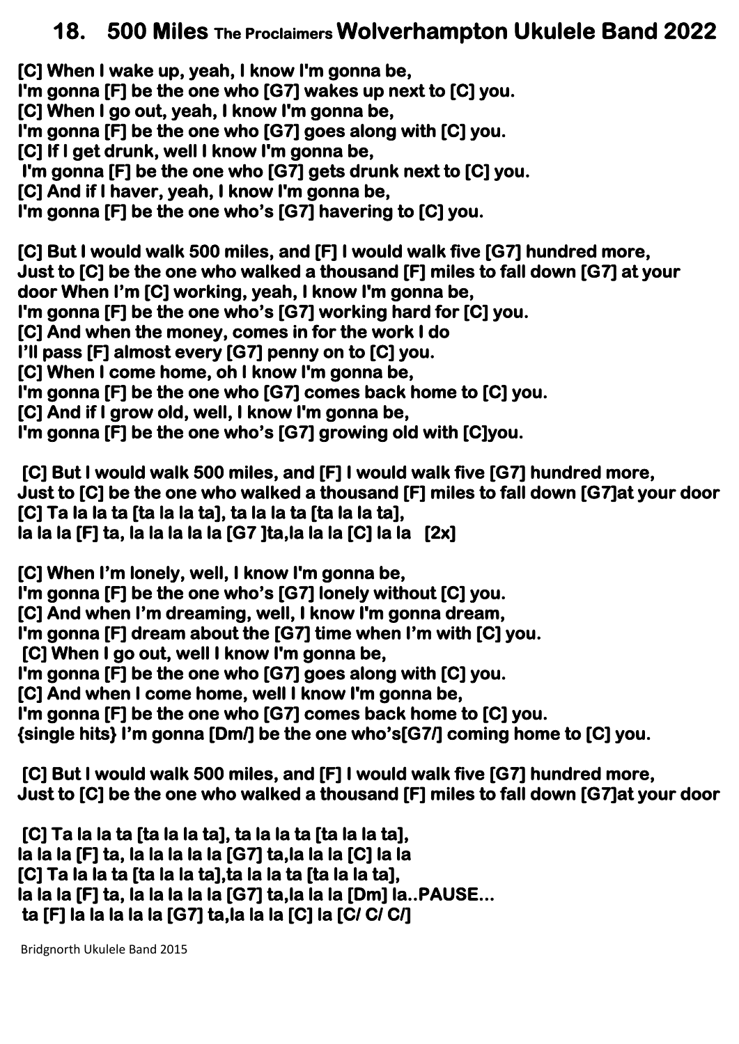# 18. 500 Miles The Proclaimers Wolverhampton Ukulele Band 2022

**[C] When I wake up, yeah, I know I'm gonna be,**
**I'm gonna [F] be the one who [G7] wakes up next to [C] you.**
**[C] When I go out, yeah, I know I'm gonna be,**
**I'm gonna [F] be the one who [G7] goes along with [C] you.**
**[C] If I get drunk, well I know I'm gonna be,**
**I'm gonna [F] be the one who [G7] gets drunk next to [C] you.**
**[C] And if I haver, yeah, I know I'm gonna be,**
**I'm gonna [F] be the one who's [G7] havering to [C] you.**

**[C] But I would walk 500 miles, and [F] I would walk five [G7] hundred more,**
**Just to [C] be the one who walked a thousand [F] miles to fall down [G7] at your door When I'm [C] working, yeah, I know I'm gonna be,**
**I'm gonna [F] be the one who's [G7] working hard for [C] you.**
**[C] And when the money, comes in for the work I do**
**I'll pass [F] almost every [G7] penny on to [C] you.**
**[C] When I come home, oh I know I'm gonna be,**
**I'm gonna [F] be the one who [G7] comes back home to [C] you.**
**[C] And if I grow old, well, I know I'm gonna be,**
**I'm gonna [F] be the one who's [G7] growing old with [C]you.**

**[C] But I would walk 500 miles, and [F] I would walk five [G7] hundred more,**
**Just to [C] be the one who walked a thousand [F] miles to fall down [G7]at your door**
**[C] Ta la la ta [ta la la ta], ta la la ta [ta la la ta],**
**la la la [F] ta, la la la la la [G7 ]ta,la la la [C] la la [2x]**

**[C] When I'm lonely, well, I know I'm gonna be,**
**I'm gonna [F] be the one who's [G7] lonely without [C] you.**
**[C] And when I'm dreaming, well, I know I'm gonna dream,**
**I'm gonna [F] dream about the [G7] time when I'm with [C] you.**
**[C] When I go out, well I know I'm gonna be,**
**I'm gonna [F] be the one who [G7] goes along with [C] you.**
**[C] And when I come home, well I know I'm gonna be,**
**I'm gonna [F] be the one who [G7] comes back home to [C] you.**
**{single hits} I'm gonna [Dm/] be the one who's[G7/] coming home to [C] you.**

**[C] But I would walk 500 miles, and [F] I would walk five [G7] hundred more,**
**Just to [C] be the one who walked a thousand [F] miles to fall down [G7]at your door**

**[C] Ta la la ta [ta la la ta], ta la la ta [ta la la ta],**
**la la la [F] ta, la la la la la [G7] ta,la la la [C] la la**
**[C] Ta la la ta [ta la la ta],ta la la ta [ta la la ta],**
**la la la [F] ta, la la la la la [G7] ta,la la la [Dm] la..PAUSE...**
**ta [F] la la la la la [G7] ta,la la la [C] la [C/ C/ C/]**

Bridgnorth Ukulele Band 2015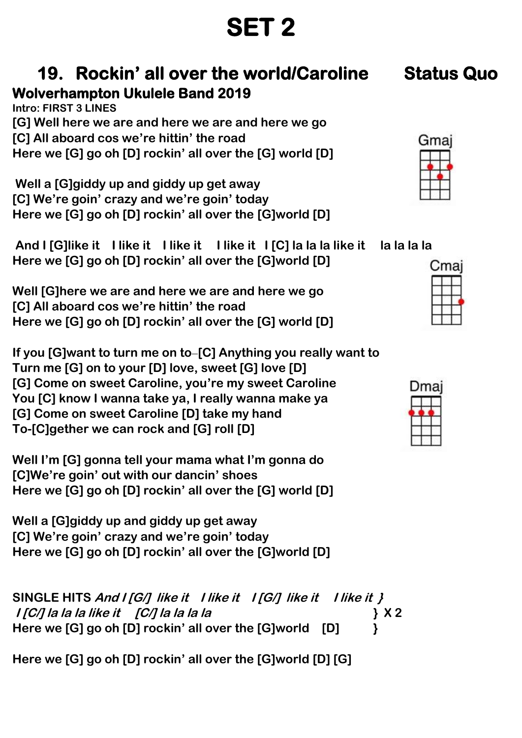# SET 2

## 19. Rockin' all over the world/Caroline Status Quo

**Wolverhampton Ukulele Band 2019**

**Intro: FIRST 3 LINES**

**[G] Well here we are and here we are and here we go**
**[C] All aboard cos we're hittin' the road**
**Here we [G] go oh [D] rockin' all over the [G] world [D]**

**Well a [G]giddy up and giddy up get away**
**[C] We're goin' crazy and we're goin' today**
**Here we [G] go oh [D] rockin' all over the [G]world [D]**

**And I [G]like it I like it I like it I like it I [C] la la la like it la la la la**
**Here we [G] go oh [D] rockin' all over the [G]world [D]**

Gmaj

Cmaj

Dmaj

**Well [G]here we are and here we are and here we go**
**[C] All aboard cos we're hittin' the road**
**Here we [G] go oh [D] rockin' all over the [G] world [D]**

**If you [G]want to turn me on to–[C] Anything you really want to**
**Turn me [G] on to your [D] love, sweet [G] love [D]**
**[G] Come on sweet Caroline, you're my sweet Caroline**
**You [C] know I wanna take ya, I really wanna make ya**
**[G] Come on sweet Caroline [D] take my hand**
**To-[C]gether we can rock and [G] roll [D]**

**Well I'm [G] gonna tell your mama what I'm gonna do**
**[C]We're goin' out with our dancin' shoes**
**Here we [G] go oh [D] rockin' all over the [G] world [D]**

**Well a [G]giddy up and giddy up get away**
**[C] We're goin' crazy and we're goin' today**
**Here we [G] go oh [D] rockin' all over the [G]world [D]**

**SINGLE HITS** ***And I [G/] like it I like it I [G/] like it I like it }***
***I [C/] la la la like it [C/] la la la la*** **} X 2**
**Here we [G] go oh [D] rockin' all over the [G]world [D] }**

**Here we [G] go oh [D] rockin' all over the [G]world [D] [G]**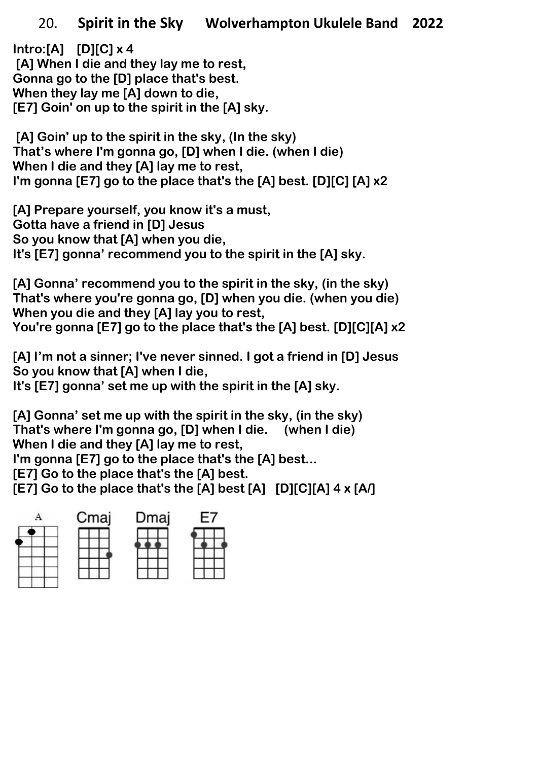## 20. Spirit in the Sky   Wolverhampton Ukulele Band   2022

**Intro:[A]   [D][C] x 4**
**[A] When I die and they lay me to rest,**
**Gonna go to the [D] place that's best.**
**When they lay me [A] down to die,**
**[E7] Goin' on up to the spirit in the [A] sky.**

**[A] Goin' up to the spirit in the sky, (In the sky)**
**That's where I'm gonna go, [D] when I die. (when I die)**
**When I die and they [A] lay me to rest,**
**I'm gonna [E7] go to the place that's the [A] best. [D][C] [A] x2**

**[A] Prepare yourself, you know it's a must,**
**Gotta have a friend in [D] Jesus**
**So you know that [A] when you die,**
**It's [E7] gonna' recommend you to the spirit in the [A] sky.**

**[A] Gonna' recommend you to the spirit in the sky, (in the sky)**
**That's where you're gonna go, [D] when you die. (when you die)**
**When you die and they [A] lay you to rest,**
**You're gonna [E7] go to the place that's the [A] best. [D][C][A] x2**

**[A] I'm not a sinner; I've never sinned. I got a friend in [D] Jesus**
**So you know that [A] when I die,**
**It's [E7] gonna' set me up with the spirit in the [A] sky.**

**[A] Gonna' set me up with the spirit in the sky, (in the sky)**
**That's where I'm gonna go, [D] when I die.   (when I die)**
**When I die and they [A] lay me to rest,**
**I'm gonna [E7] go to the place that's the [A] best...**
**[E7] Go to the place that's the [A] best.**
**[E7] Go to the place that's the [A] best [A]   [D][C][A] 4 x [A/]**

A   Cmaj   Dmaj   E7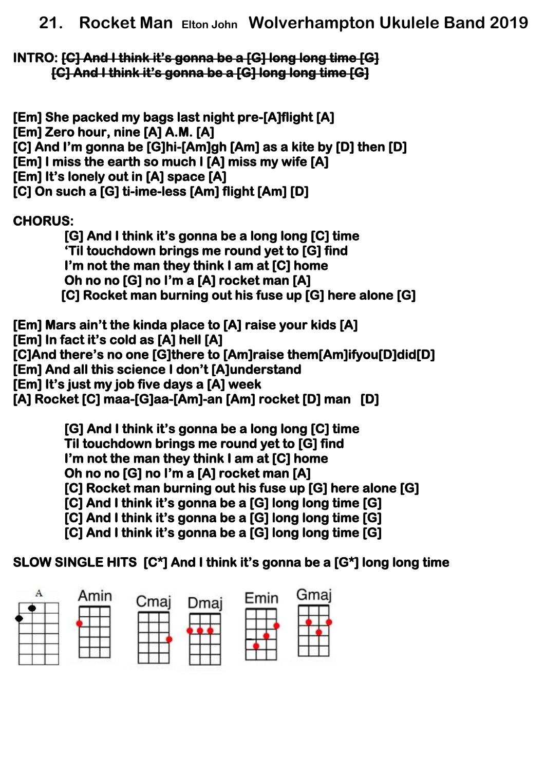# 21. Rocket Man Elton John Wolverhampton Ukulele Band 2019

**INTRO:** ~~[C] And I think it's gonna be a [G] long long time [G]~~
~~[C] And I think it's gonna be a [G] long long time [G]~~

[Em] She packed my bags last night pre-[A]flight [A]
[Em] Zero hour, nine [A] A.M. [A]
[C] And I'm gonna be [G]hi-[Am]gh [Am] as a kite by [D] then [D]
[Em] I miss the earth so much I [A] miss my wife [A]
[Em] It's lonely out in [A] space [A]
[C] On such a [G] ti-ime-less [Am] flight [Am] [D]

**CHORUS:**

[G] And I think it's gonna be a long long [C] time
'Til touchdown brings me round yet to [G] find
I'm not the man they think I am at [C] home
Oh no no [G] no I'm a [A] rocket man [A]
[C] Rocket man burning out his fuse up [G] here alone [G]

[Em] Mars ain't the kinda place to [A] raise your kids [A]
[Em] In fact it's cold as [A] hell [A]
[C]And there's no one [G]there to [Am]raise them[Am]ifyou[D]did[D]
[Em] And all this science I don't [A]understand
[Em] It's just my job five days a [A] week
[A] Rocket [C] maa-[G]aa-[Am]-an [Am] rocket [D] man [D]

[G] And I think it's gonna be a long long [C] time
Til touchdown brings me round yet to [G] find
I'm not the man they think I am at [C] home
Oh no no [G] no I'm a [A] rocket man [A]
[C] Rocket man burning out his fuse up [G] here alone [G]
[C] And I think it's gonna be a [G] long long time [G]
[C] And I think it's gonna be a [G] long long time [G]
[C] And I think it's gonna be a [G] long long time [G]

**SLOW SINGLE HITS** [C*] And I think it's gonna be a [G*] long long time

A Amin Cmaj Dmaj Emin Gmaj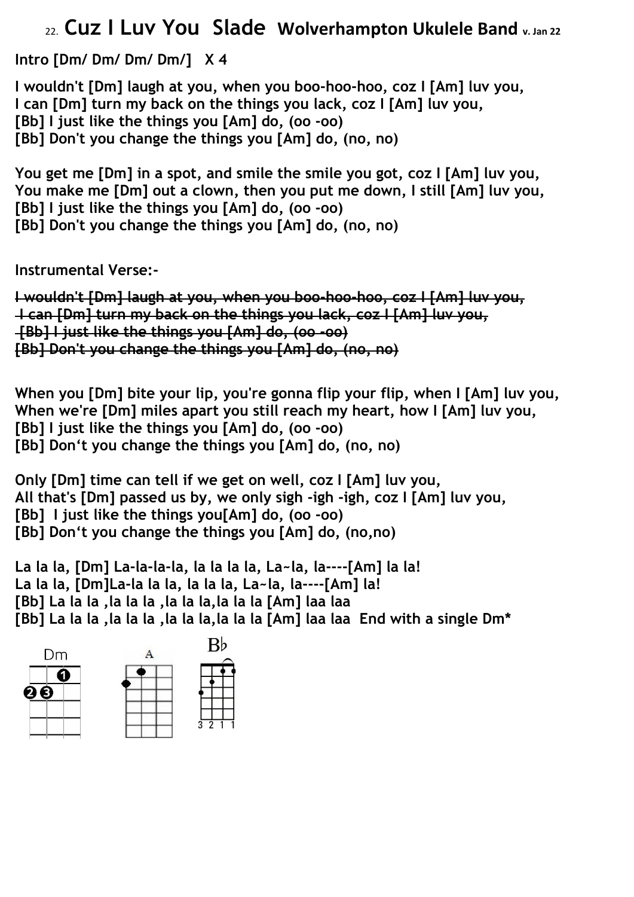# 22. Cuz I Luv You Slade Wolverhampton Ukulele Band v. Jan 22

**Intro [Dm/ Dm/ Dm/ Dm/] X 4**

**I wouldn't [Dm] laugh at you, when you boo-hoo-hoo, coz I [Am] luv you,**
**I can [Dm] turn my back on the things you lack, coz I [Am] luv you,**
**[Bb] I just like the things you [Am] do, (oo -oo)**
**[Bb] Don't you change the things you [Am] do, (no, no)**

**You get me [Dm] in a spot, and smile the smile you got, coz I [Am] luv you,**
**You make me [Dm] out a clown, then you put me down, I still [Am] luv you,**
**[Bb] I just like the things you [Am] do, (oo -oo)**
**[Bb] Don't you change the things you [Am] do, (no, no)**

**Instrumental Verse:-**

~~I wouldn't [Dm] laugh at you, when you boo-hoo-hoo, coz I [Am] luv you,~~
~~I can [Dm] turn my back on the things you lack, coz I [Am] luv you,~~
~~[Bb] I just like the things you [Am] do, (oo -oo)~~
~~[Bb] Don't you change the things you [Am] do, (no, no)~~

**When you [Dm] bite your lip, you're gonna flip your flip, when I [Am] luv you,**
**When we're [Dm] miles apart you still reach my heart, how I [Am] luv you,**
**[Bb] I just like the things you [Am] do, (oo -oo)**
**[Bb] Don't you change the things you [Am] do, (no, no)**

**Only [Dm] time can tell if we get on well, coz I [Am] luv you,**
**All that's [Dm] passed us by, we only sigh -igh -igh, coz I [Am] luv you,**
**[Bb] I just like the things you[Am] do, (oo -oo)**
**[Bb] Don't you change the things you [Am] do, (no,no)**

**La la la, [Dm] La-la-la-la, la la la la, La~la, la----[Am] la la!**
**La la la, [Dm]La-la la la, la la la, La~la, la----[Am] la!**
**[Bb] La la la ,la la la ,la la la,la la la [Am] laa laa**
**[Bb] La la la ,la la la ,la la la,la la la [Am] laa laa End with a single Dm***

Dm A Bb

3 2 1 1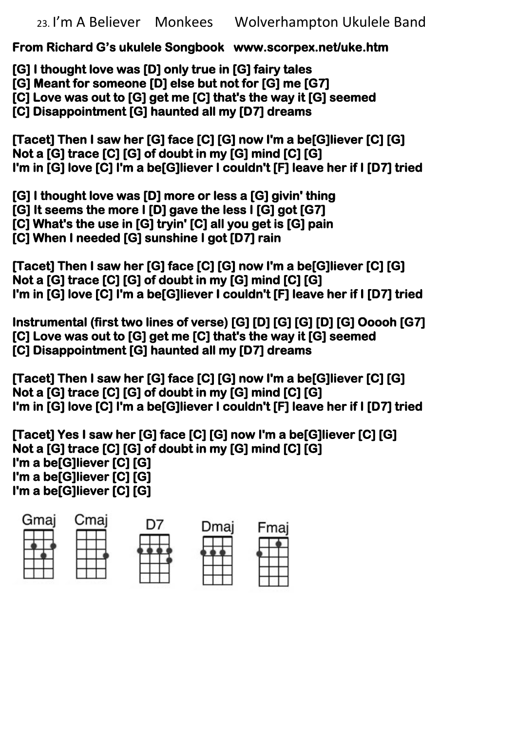23. I'm A Believer    Monkees    Wolverhampton Ukulele Band

**From Richard G's ukulele Songbook   www.scorpex.net/uke.htm**

**[G] I thought love was [D] only true in [G] fairy tales**
**[G] Meant for someone [D] else but not for [G] me [G7]**
**[C] Love was out to [G] get me [C] that's the way it [G] seemed**
**[C] Disappointment [G] haunted all my [D7] dreams**

**[Tacet] Then I saw her [G] face [C] [G] now I'm a be[G]liever [C] [G]**
**Not a [G] trace [C] [G] of doubt in my [G] mind [C] [G]**
**I'm in [G] love [C] I'm a be[G]liever I couldn't [F] leave her if I [D7] tried**

**[G] I thought love was [D] more or less a [G] givin' thing**
**[G] It seems the more I [D] gave the less I [G] got [G7]**
**[C] What's the use in [G] tryin' [C] all you get is [G] pain**
**[C] When I needed [G] sunshine I got [D7] rain**

**[Tacet] Then I saw her [G] face [C] [G] now I'm a be[G]liever [C] [G]**
**Not a [G] trace [C] [G] of doubt in my [G] mind [C] [G]**
**I'm in [G] love [C] I'm a be[G]liever I couldn't [F] leave her if I [D7] tried**

**Instrumental (first two lines of verse) [G] [D] [G] [G] [D] [G] Ooooh [G7]**
**[C] Love was out to [G] get me [C] that's the way it [G] seemed**
**[C] Disappointment [G] haunted all my [D7] dreams**

**[Tacet] Then I saw her [G] face [C] [G] now I'm a be[G]liever [C] [G]**
**Not a [G] trace [C] [G] of doubt in my [G] mind [C] [G]**
**I'm in [G] love [C] I'm a be[G]liever I couldn't [F] leave her if I [D7] tried**

**[Tacet] Yes I saw her [G] face [C] [G] now I'm a be[G]liever [C] [G]**
**Not a [G] trace [C] [G] of doubt in my [G] mind [C] [G]**
**I'm a be[G]liever [C] [G]**
**I'm a be[G]liever [C] [G]**
**I'm a be[G]liever [C] [G]**

Gmaj    Cmaj    D7    Dmaj    Fmaj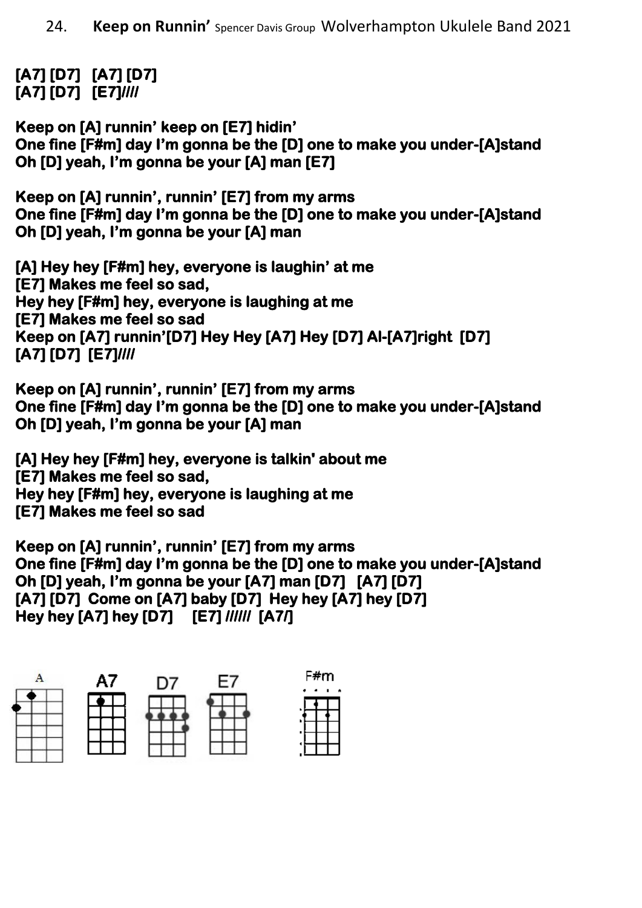## 24. **Keep on Runnin'** Spencer Davis Group Wolverhampton Ukulele Band 2021

**[A7] [D7]   [A7] [D7]**
**[A7] [D7]   [E7]////**

**Keep on [A] runnin' keep on [E7] hidin'**
**One fine [F#m] day I'm gonna be the [D] one to make you under-[A]stand**
**Oh [D] yeah, I'm gonna be your [A] man [E7]**

**Keep on [A] runnin', runnin' [E7] from my arms**
**One fine [F#m] day I'm gonna be the [D] one to make you under-[A]stand**
**Oh [D] yeah, I'm gonna be your [A] man**

**[A] Hey hey [F#m] hey, everyone is laughin' at me**
**[E7] Makes me feel so sad,**
**Hey hey [F#m] hey, everyone is laughing at me**
**[E7] Makes me feel so sad**
**Keep on [A7] runnin'[D7] Hey Hey [A7] Hey [D7] Al-[A7]right  [D7]**
**[A7] [D7]  [E7]////**

**Keep on [A] runnin', runnin' [E7] from my arms**
**One fine [F#m] day I'm gonna be the [D] one to make you under-[A]stand**
**Oh [D] yeah, I'm gonna be your [A] man**

**[A] Hey hey [F#m] hey, everyone is talkin' about me**
**[E7] Makes me feel so sad,**
**Hey hey [F#m] hey, everyone is laughing at me**
**[E7] Makes me feel so sad**

**Keep on [A] runnin', runnin' [E7] from my arms**
**One fine [F#m] day I'm gonna be the [D] one to make you under-[A]stand**
**Oh [D] yeah, I'm gonna be your [A7] man [D7]   [A7] [D7]**
**[A7] [D7]  Come on [A7] baby [D7]  Hey hey [A7] hey [D7]**
**Hey hey [A7] hey [D7]     [E7] //////  [A7/]**

A  A7  D7  E7  F#m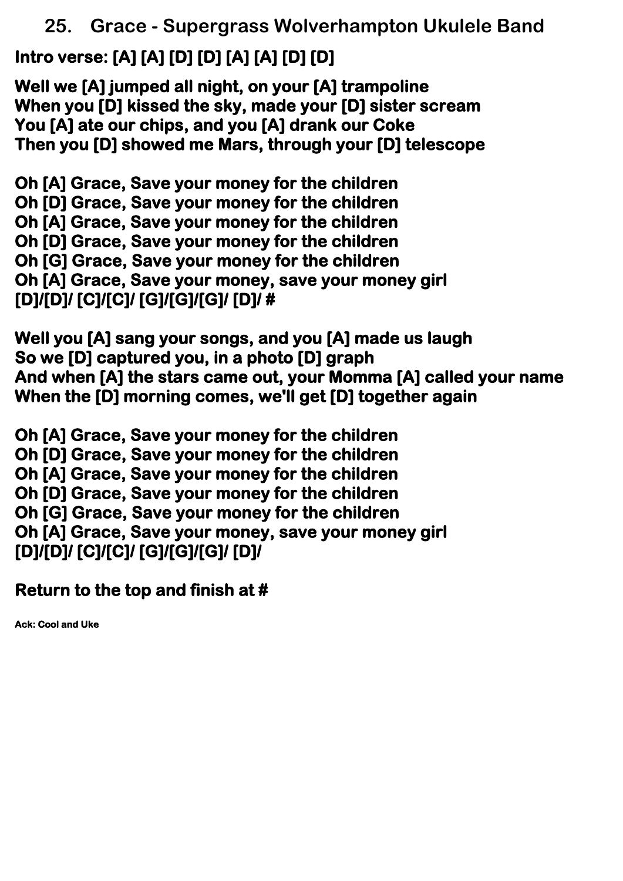## 25. Grace - Supergrass Wolverhampton Ukulele Band

**Intro verse: [A] [A] [D] [D] [A] [A] [D] [D]**

**Well we [A] jumped all night, on your [A] trampoline**
**When you [D] kissed the sky, made your [D] sister scream**
**You [A] ate our chips, and you [A] drank our Coke**
**Then you [D] showed me Mars, through your [D] telescope**

**Oh [A] Grace, Save your money for the children**
**Oh [D] Grace, Save your money for the children**
**Oh [A] Grace, Save your money for the children**
**Oh [D] Grace, Save your money for the children**
**Oh [G] Grace, Save your money for the children**
**Oh [A] Grace, Save your money, save your money girl**
**[D]/[D]/ [C]/[C]/ [G]/[G]/[G]/ [D]/ #**

**Well you [A] sang your songs, and you [A] made us laugh**
**So we [D] captured you, in a photo [D] graph**
**And when [A] the stars came out, your Momma [A] called your name**
**When the [D] morning comes, we'll get [D] together again**

**Oh [A] Grace, Save your money for the children**
**Oh [D] Grace, Save your money for the children**
**Oh [A] Grace, Save your money for the children**
**Oh [D] Grace, Save your money for the children**
**Oh [G] Grace, Save your money for the children**
**Oh [A] Grace, Save your money, save your money girl**
**[D]/[D]/ [C]/[C]/ [G]/[G]/[G]/ [D]/**

**Return to the top and finish at #**

**Ack: Cool and Uke**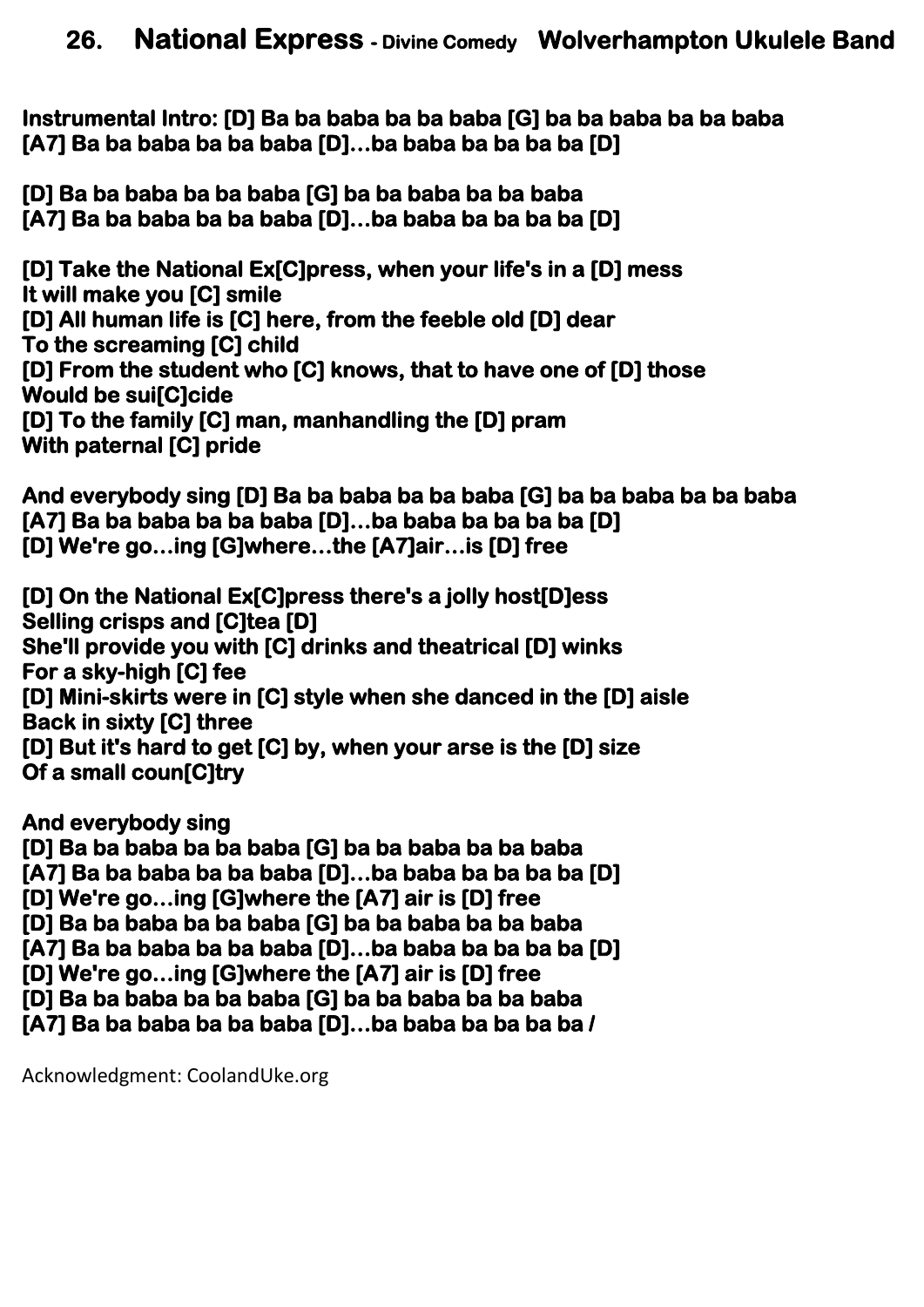## 26. National Express - Divine Comedy Wolverhampton Ukulele Band

**Instrumental Intro: [D] Ba ba baba ba ba baba [G] ba ba baba ba ba baba**
**[A7] Ba ba baba ba ba baba [D]…ba baba ba ba ba ba [D]**

**[D] Ba ba baba ba ba baba [G] ba ba baba ba ba baba**
**[A7] Ba ba baba ba ba baba [D]…ba baba ba ba ba ba [D]**

**[D] Take the National Ex[C]press, when your life's in a [D] mess**
**It will make you [C] smile**
**[D] All human life is [C] here, from the feeble old [D] dear**
**To the screaming [C] child**
**[D] From the student who [C] knows, that to have one of [D] those**
**Would be sui[C]cide**
**[D] To the family [C] man, manhandling the [D] pram**
**With paternal [C] pride**

**And everybody sing [D] Ba ba baba ba ba baba [G] ba ba baba ba ba baba**
**[A7] Ba ba baba ba ba baba [D]…ba baba ba ba ba ba [D]**
**[D] We're go…ing [G]where…the [A7]air…is [D] free**

**[D] On the National Ex[C]press there's a jolly host[D]ess**
**Selling crisps and [C]tea [D]**
**She'll provide you with [C] drinks and theatrical [D] winks**
**For a sky-high [C] fee**
**[D] Mini-skirts were in [C] style when she danced in the [D] aisle**
**Back in sixty [C] three**
**[D] But it's hard to get [C] by, when your arse is the [D] size**
**Of a small coun[C]try**

**And everybody sing**
**[D] Ba ba baba ba ba baba [G] ba ba baba ba ba baba**
**[A7] Ba ba baba ba ba baba [D]…ba baba ba ba ba ba [D]**
**[D] We're go…ing [G]where the [A7] air is [D] free**
**[D] Ba ba baba ba ba baba [G] ba ba baba ba ba baba**
**[A7] Ba ba baba ba ba baba [D]…ba baba ba ba ba ba [D]**
**[D] We're go…ing [G]where the [A7] air is [D] free**
**[D] Ba ba baba ba ba baba [G] ba ba baba ba ba baba**
**[A7] Ba ba baba ba ba baba [D]…ba baba ba ba ba ba /**

Acknowledgment: CoolandUke.org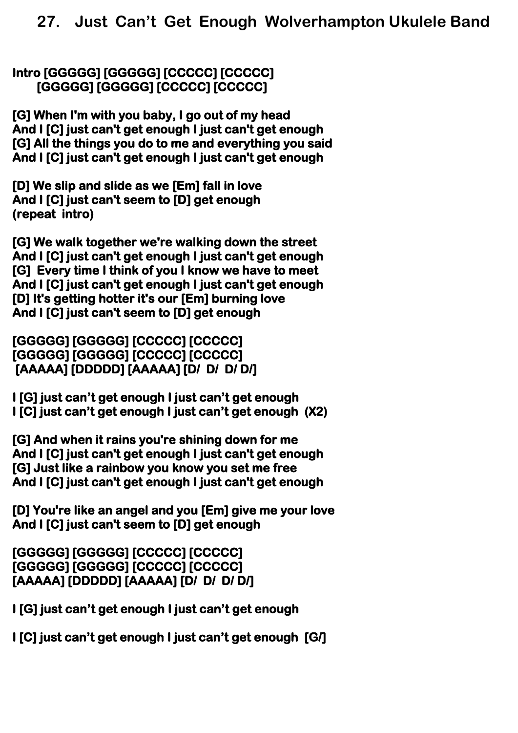# 27. Just Can't Get Enough Wolverhampton Ukulele Band

**Intro [GGGGG] [GGGGG] [CCCCC] [CCCCC]**
**[GGGGG] [GGGGG] [CCCCC] [CCCCC]**

**[G] When I'm with you baby, I go out of my head**
**And I [C] just can't get enough I just can't get enough**
**[G] All the things you do to me and everything you said**
**And I [C] just can't get enough I just can't get enough**

**[D] We slip and slide as we [Em] fall in love**
**And I [C] just can't seem to [D] get enough**
**(repeat intro)**

**[G] We walk together we're walking down the street**
**And I [C] just can't get enough I just can't get enough**
**[G] Every time I think of you I know we have to meet**
**And I [C] just can't get enough I just can't get enough**
**[D] It's getting hotter it's our [Em] burning love**
**And I [C] just can't seem to [D] get enough**

**[GGGGG] [GGGGG] [CCCCC] [CCCCC]**
**[GGGGG] [GGGGG] [CCCCC] [CCCCC]**
**[AAAAA] [DDDDD] [AAAAA] [D/ D/ D/ D/]**

**I [G] just can't get enough I just can't get enough**
**I [C] just can't get enough I just can't get enough (X2)**

**[G] And when it rains you're shining down for me**
**And I [C] just can't get enough I just can't get enough**
**[G] Just like a rainbow you know you set me free**
**And I [C] just can't get enough I just can't get enough**

**[D] You're like an angel and you [Em] give me your love**
**And I [C] just can't seem to [D] get enough**

**[GGGGG] [GGGGG] [CCCCC] [CCCCC]**
**[GGGGG] [GGGGG] [CCCCC] [CCCCC]**
**[AAAAA] [DDDDD] [AAAAA] [D/ D/ D/ D/]**

**I [G] just can't get enough I just can't get enough**

**I [C] just can't get enough I just can't get enough [G/]**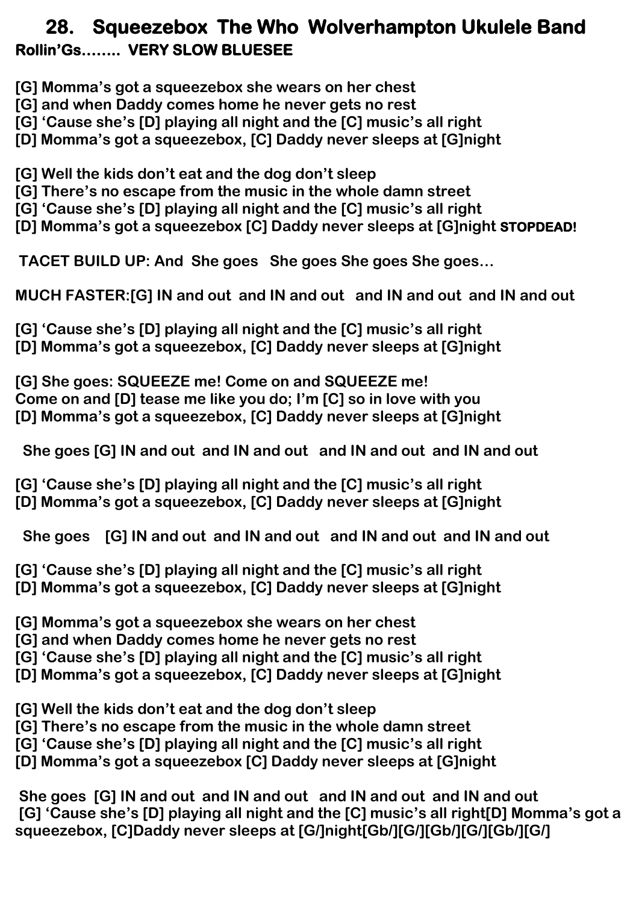# 28. Squeezebox The Who Wolverhampton Ukulele Band

**Rollin'Gs........ VERY SLOW BLUESEE**

**[G] Momma's got a squeezebox she wears on her chest**
**[G] and when Daddy comes home he never gets no rest**
**[G] 'Cause she's [D] playing all night and the [C] music's all right**
**[D] Momma's got a squeezebox, [C] Daddy never sleeps at [G]night**

**[G] Well the kids don't eat and the dog don't sleep**
**[G] There's no escape from the music in the whole damn street**
**[G] 'Cause she's [D] playing all night and the [C] music's all right**
**[D] Momma's got a squeezebox [C] Daddy never sleeps at [G]night STOPDEAD!**

**TACET BUILD UP: And She goes She goes She goes She goes…**

**MUCH FASTER:[G] IN and out and IN and out and IN and out and IN and out**

**[G] 'Cause she's [D] playing all night and the [C] music's all right**
**[D] Momma's got a squeezebox, [C] Daddy never sleeps at [G]night**

**[G] She goes: SQUEEZE me! Come on and SQUEEZE me!**
**Come on and [D] tease me like you do; I'm [C] so in love with you**
**[D] Momma's got a squeezebox, [C] Daddy never sleeps at [G]night**

**She goes [G] IN and out and IN and out and IN and out and IN and out**

**[G] 'Cause she's [D] playing all night and the [C] music's all right**
**[D] Momma's got a squeezebox, [C] Daddy never sleeps at [G]night**

**She goes [G] IN and out and IN and out and IN and out and IN and out**

**[G] 'Cause she's [D] playing all night and the [C] music's all right**
**[D] Momma's got a squeezebox, [C] Daddy never sleeps at [G]night**

**[G] Momma's got a squeezebox she wears on her chest**
**[G] and when Daddy comes home he never gets no rest**
**[G] 'Cause she's [D] playing all night and the [C] music's all right**
**[D] Momma's got a squeezebox, [C] Daddy never sleeps at [G]night**

**[G] Well the kids don't eat and the dog don't sleep**
**[G] There's no escape from the music in the whole damn street**
**[G] 'Cause she's [D] playing all night and the [C] music's all right**
**[D] Momma's got a squeezebox [C] Daddy never sleeps at [G]night**

**She goes [G] IN and out and IN and out and IN and out and IN and out**
**[G] 'Cause she's [D] playing all night and the [C] music's all right[D] Momma's got a squeezebox, [C]Daddy never sleeps at [G/]night[Gb/][G/][Gb/][G/][Gb/][G/]**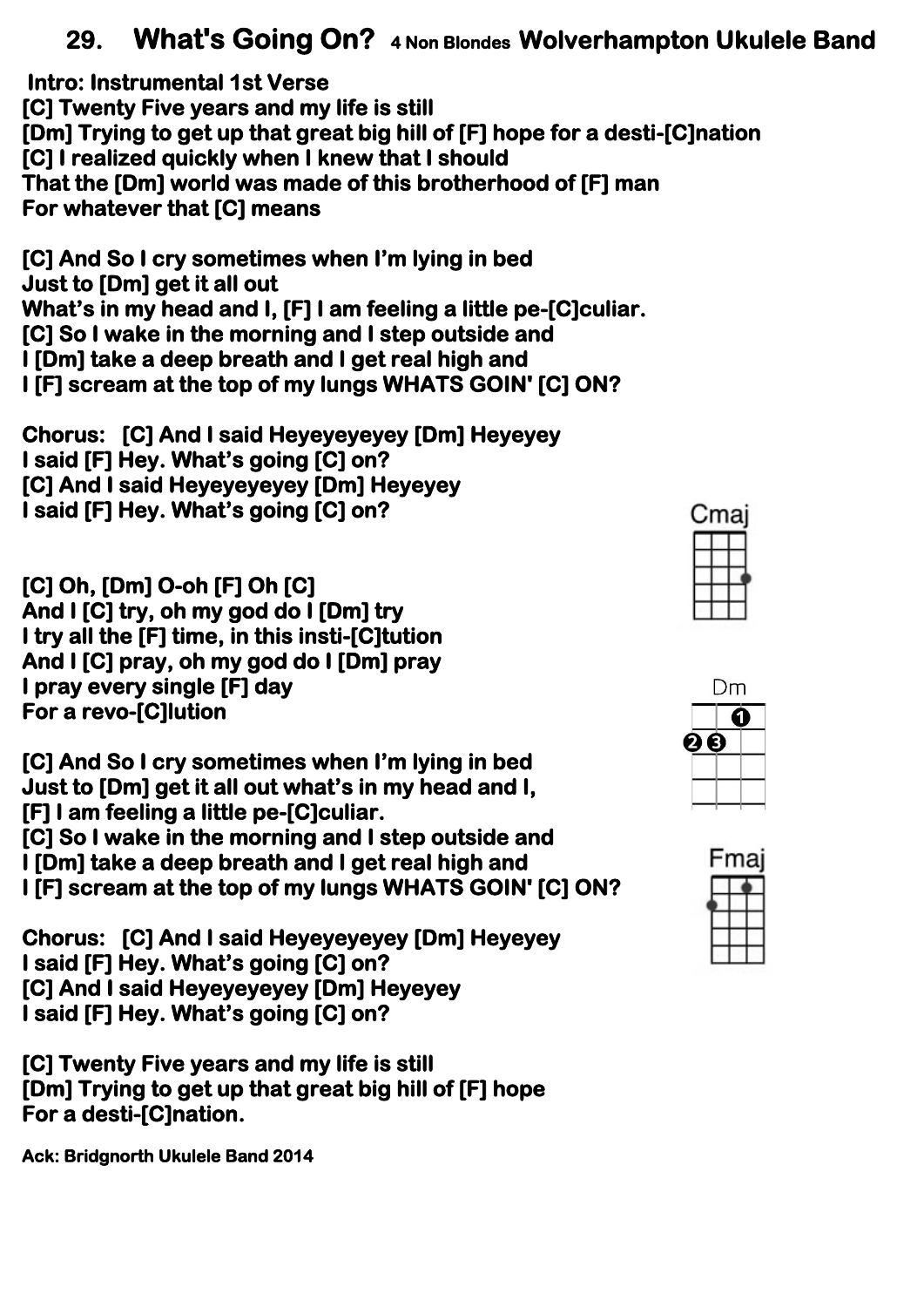# 29. What's Going On? 4 Non Blondes Wolverhampton Ukulele Band

**Intro: Instrumental 1st Verse**

**[C] Twenty Five years and my life is still**
**[Dm] Trying to get up that great big hill of [F] hope for a desti-[C]nation**
**[C] I realized quickly when I knew that I should**
**That the [Dm] world was made of this brotherhood of [F] man**
**For whatever that [C] means**

**[C] And So I cry sometimes when I'm lying in bed**
**Just to [Dm] get it all out**
**What's in my head and I, [F] I am feeling a little pe-[C]culiar.**
**[C] So I wake in the morning and I step outside and**
**I [Dm] take a deep breath and I get real high and**
**I [F] scream at the top of my lungs WHATS GOIN' [C] ON?**

**Chorus: [C] And I said Heyeyeyeyey [Dm] Heyeyey**
**I said [F] Hey. What's going [C] on?**
**[C] And I said Heyeyeyeyey [Dm] Heyeyey**
**I said [F] Hey. What's going [C] on?**

**[C] Oh, [Dm] O-oh [F] Oh [C]**
**And I [C] try, oh my god do I [Dm] try**
**I try all the [F] time, in this insti-[C]tution**
**And I [C] pray, oh my god do I [Dm] pray**
**I pray every single [F] day**
**For a revo-[C]lution**

**[C] And So I cry sometimes when I'm lying in bed**
**Just to [Dm] get it all out what's in my head and I,**
**[F] I am feeling a little pe-[C]culiar.**
**[C] So I wake in the morning and I step outside and**
**I [Dm] take a deep breath and I get real high and**
**I [F] scream at the top of my lungs WHATS GOIN' [C] ON?**

**Chorus: [C] And I said Heyeyeyeyey [Dm] Heyeyey**
**I said [F] Hey. What's going [C] on?**
**[C] And I said Heyeyeyeyey [Dm] Heyeyey**
**I said [F] Hey. What's going [C] on?**

**[C] Twenty Five years and my life is still**
**[Dm] Trying to get up that great big hill of [F] hope**
**For a desti-[C]nation.**

Cmaj

Dm

Fmaj

**Ack: Bridgnorth Ukulele Band 2014**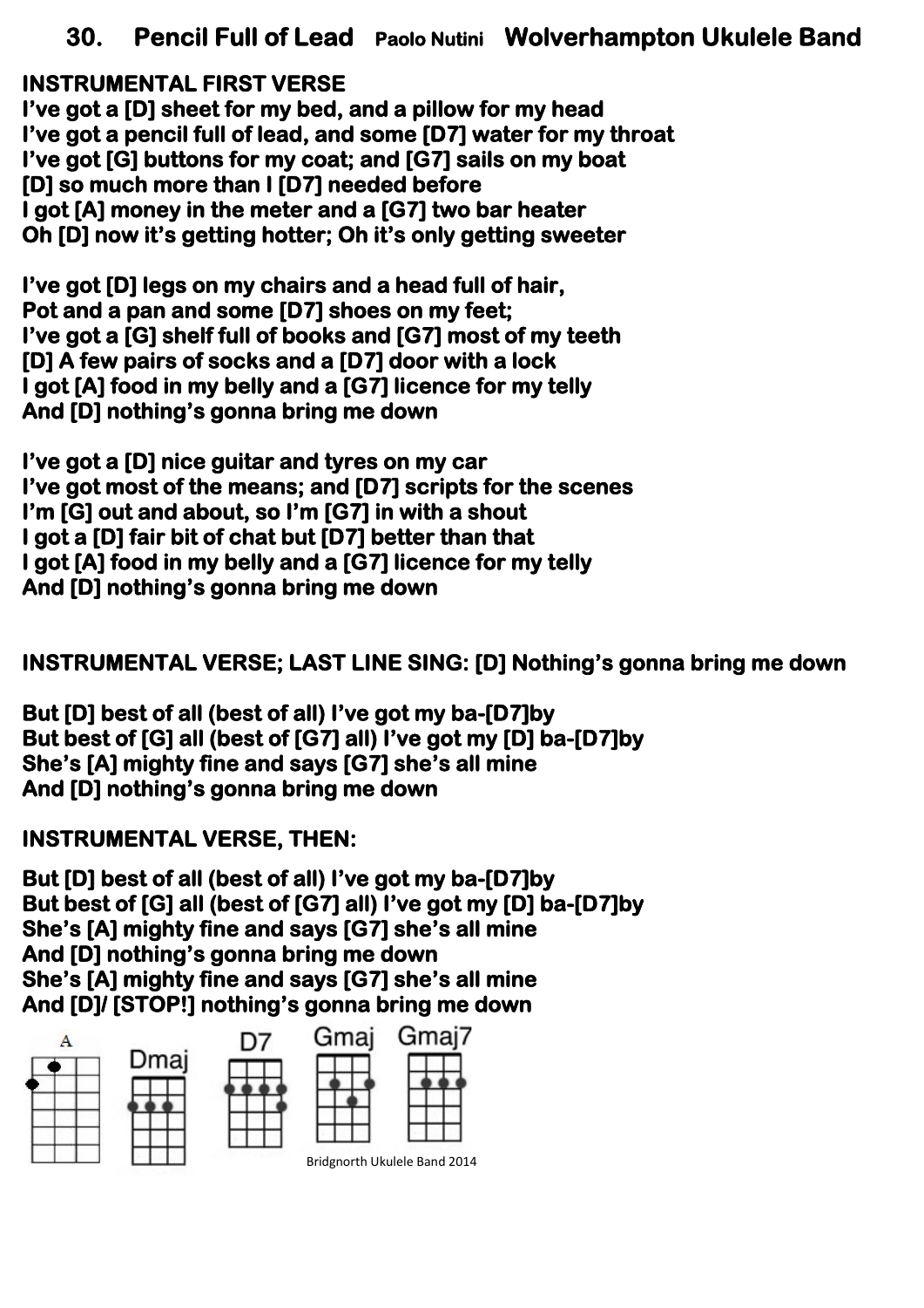# 30. Pencil Full of Lead Paolo Nutini Wolverhampton Ukulele Band

**INSTRUMENTAL FIRST VERSE**

**I've got a [D] sheet for my bed, and a pillow for my head**
**I've got a pencil full of lead, and some [D7] water for my throat**
**I've got [G] buttons for my coat; and [G7] sails on my boat**
**[D] so much more than I [D7] needed before**
**I got [A] money in the meter and a [G7] two bar heater**
**Oh [D] now it's getting hotter; Oh it's only getting sweeter**

**I've got [D] legs on my chairs and a head full of hair,**
**Pot and a pan and some [D7] shoes on my feet;**
**I've got a [G] shelf full of books and [G7] most of my teeth**
**[D] A few pairs of socks and a [D7] door with a lock**
**I got [A] food in my belly and a [G7] licence for my telly**
**And [D] nothing's gonna bring me down**

**I've got a [D] nice guitar and tyres on my car**
**I've got most of the means; and [D7] scripts for the scenes**
**I'm [G] out and about, so I'm [G7] in with a shout**
**I got a [D] fair bit of chat but [D7] better than that**
**I got [A] food in my belly and a [G7] licence for my telly**
**And [D] nothing's gonna bring me down**

**INSTRUMENTAL VERSE; LAST LINE SING: [D] Nothing's gonna bring me down**

**But [D] best of all (best of all) I've got my ba-[D7]by**
**But best of [G] all (best of [G7] all) I've got my [D] ba-[D7]by**
**She's [A] mighty fine and says [G7] she's all mine**
**And [D] nothing's gonna bring me down**

**INSTRUMENTAL VERSE, THEN:**

**But [D] best of all (best of all) I've got my ba-[D7]by**
**But best of [G] all (best of [G7] all) I've got my [D] ba-[D7]by**
**She's [A] mighty fine and says [G7] she's all mine**
**And [D] nothing's gonna bring me down**
**She's [A] mighty fine and says [G7] she's all mine**
**And [D]/ [STOP!] nothing's gonna bring me down**

A Dmaj D7 Gmaj Gmaj7

Bridgnorth Ukulele Band 2014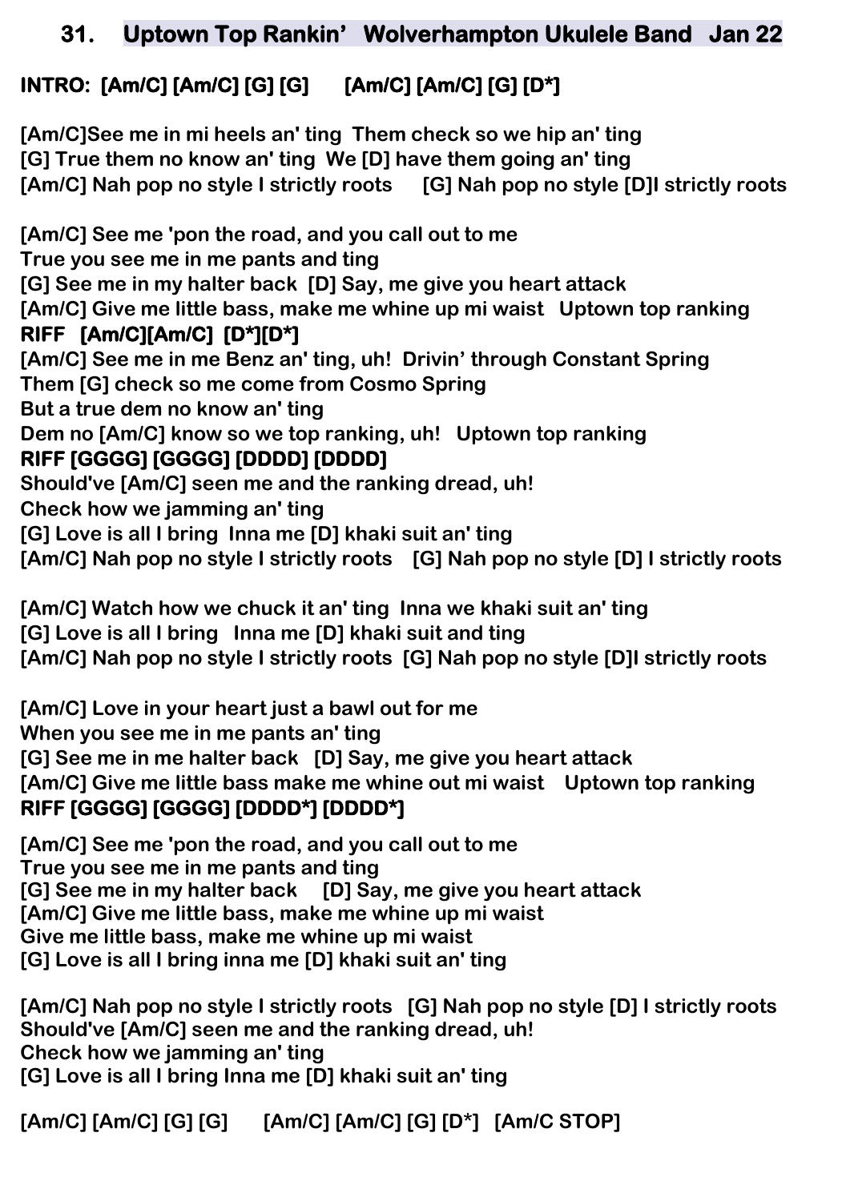## 31. Uptown Top Rankin' Wolverhampton Ukulele Band Jan 22

**INTRO: [Am/C] [Am/C] [G] [G] [Am/C] [Am/C] [G] [D*]**

**[Am/C]See me in mi heels an' ting Them check so we hip an' ting**
**[G] True them no know an' ting We [D] have them going an' ting**
**[Am/C] Nah pop no style I strictly roots [G] Nah pop no style [D]I strictly roots**

**[Am/C] See me 'pon the road, and you call out to me**
**True you see me in me pants and ting**
**[G] See me in my halter back [D] Say, me give you heart attack**
**[Am/C] Give me little bass, make me whine up mi waist Uptown top ranking**
**RIFF [Am/C][Am/C] [D*][D*]**
**[Am/C] See me in me Benz an' ting, uh! Drivin' through Constant Spring**
**Them [G] check so me come from Cosmo Spring**
**But a true dem no know an' ting**
**Dem no [Am/C] know so we top ranking, uh! Uptown top ranking**
**RIFF [GGGG] [GGGG] [DDDD] [DDDD]**
**Should've [Am/C] seen me and the ranking dread, uh!**
**Check how we jamming an' ting**
**[G] Love is all I bring Inna me [D] khaki suit an' ting**
**[Am/C] Nah pop no style I strictly roots [G] Nah pop no style [D] I strictly roots**

**[Am/C] Watch how we chuck it an' ting Inna we khaki suit an' ting**
**[G] Love is all I bring Inna me [D] khaki suit and ting**
**[Am/C] Nah pop no style I strictly roots [G] Nah pop no style [D]I strictly roots**

**[Am/C] Love in your heart just a bawl out for me**
**When you see me in me pants an' ting**
**[G] See me in me halter back [D] Say, me give you heart attack**
**[Am/C] Give me little bass make me whine out mi waist Uptown top ranking**
**RIFF [GGGG] [GGGG] [DDDD*] [DDDD*]**

**[Am/C] See me 'pon the road, and you call out to me**
**True you see me in me pants and ting**
**[G] See me in my halter back [D] Say, me give you heart attack**
**[Am/C] Give me little bass, make me whine up mi waist**
**Give me little bass, make me whine up mi waist**
**[G] Love is all I bring inna me [D] khaki suit an' ting**

**[Am/C] Nah pop no style I strictly roots [G] Nah pop no style [D] I strictly roots**
**Should've [Am/C] seen me and the ranking dread, uh!**
**Check how we jamming an' ting**
**[G] Love is all I bring Inna me [D] khaki suit an' ting**

**[Am/C] [Am/C] [G] [G] [Am/C] [Am/C] [G] [D*] [Am/C STOP]**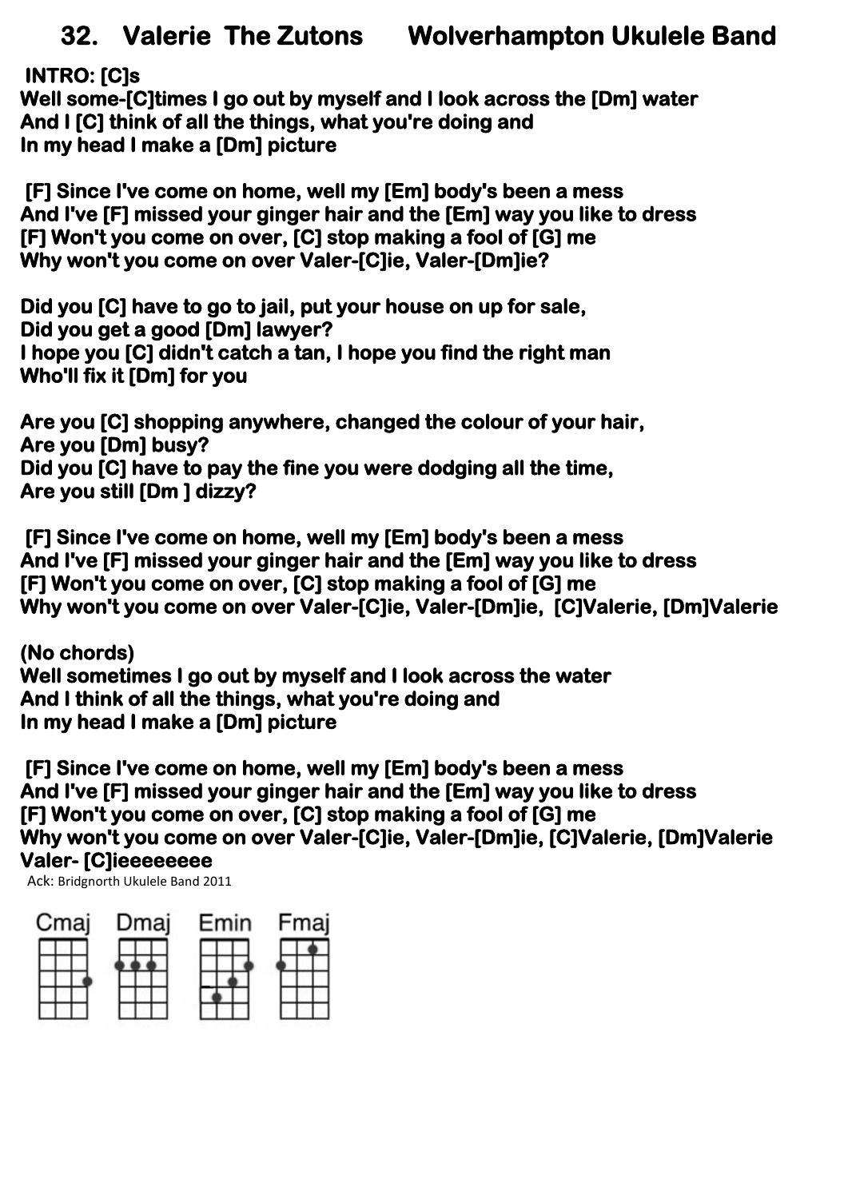# 32. Valerie The Zutons Wolverhampton Ukulele Band

**INTRO: [C]s**

Well some-[C]times I go out by myself and I look across the [Dm] water
And I [C] think of all the things, what you're doing and
In my head I make a [Dm] picture

[F] Since I've come on home, well my [Em] body's been a mess
And I've [F] missed your ginger hair and the [Em] way you like to dress
[F] Won't you come on over, [C] stop making a fool of [G] me
Why won't you come on over Valer-[C]ie, Valer-[Dm]ie?

Did you [C] have to go to jail, put your house on up for sale,
Did you get a good [Dm] lawyer?
I hope you [C] didn't catch a tan, I hope you find the right man
Who'll fix it [Dm] for you

Are you [C] shopping anywhere, changed the colour of your hair,
Are you [Dm] busy?
Did you [C] have to pay the fine you were dodging all the time,
Are you still [Dm ] dizzy?

[F] Since I've come on home, well my [Em] body's been a mess
And I've [F] missed your ginger hair and the [Em] way you like to dress
[F] Won't you come on over, [C] stop making a fool of [G] me
Why won't you come on over Valer-[C]ie, Valer-[Dm]ie, [C]Valerie, [Dm]Valerie

(No chords)
Well sometimes I go out by myself and I look across the water
And I think of all the things, what you're doing and
In my head I make a [Dm] picture

[F] Since I've come on home, well my [Em] body's been a mess
And I've [F] missed your ginger hair and the [Em] way you like to dress
[F] Won't you come on over, [C] stop making a fool of [G] me
Why won't you come on over Valer-[C]ie, Valer-[Dm]ie, [C]Valerie, [Dm]Valerie
Valer- [C]ieeeeeeee

Ack: Bridgnorth Ukulele Band 2011

Cmaj Dmaj Emin Fmaj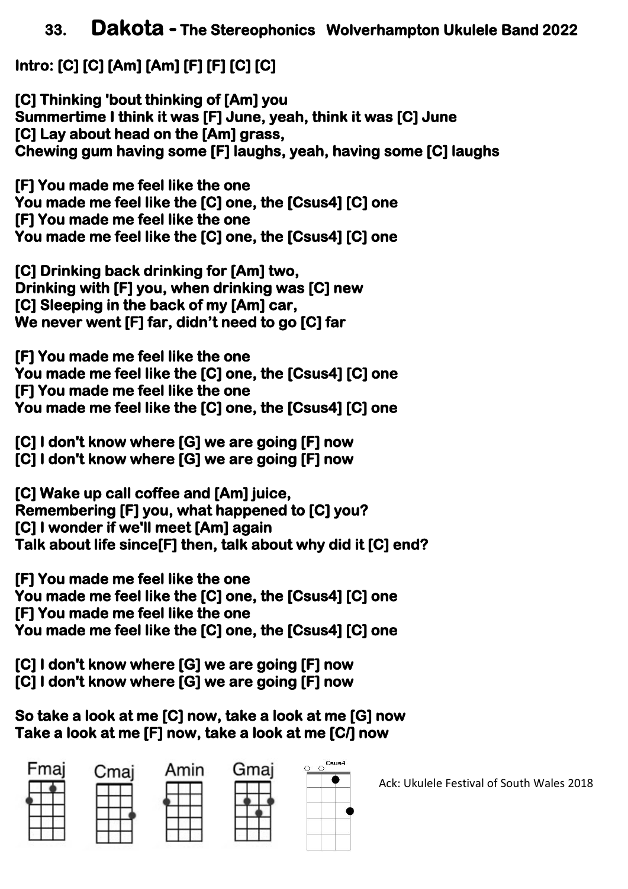# 33. Dakota - The Stereophonics Wolverhampton Ukulele Band 2022

**Intro: [C] [C] [Am] [Am] [F] [F] [C] [C]**

**[C] Thinking 'bout thinking of [Am] you**
**Summertime I think it was [F] June, yeah, think it was [C] June**
**[C] Lay about head on the [Am] grass,**
**Chewing gum having some [F] laughs, yeah, having some [C] laughs**

**[F] You made me feel like the one**
**You made me feel like the [C] one, the [Csus4] [C] one**
**[F] You made me feel like the one**
**You made me feel like the [C] one, the [Csus4] [C] one**

**[C] Drinking back drinking for [Am] two,**
**Drinking with [F] you, when drinking was [C] new**
**[C] Sleeping in the back of my [Am] car,**
**We never went [F] far, didn't need to go [C] far**

**[F] You made me feel like the one**
**You made me feel like the [C] one, the [Csus4] [C] one**
**[F] You made me feel like the one**
**You made me feel like the [C] one, the [Csus4] [C] one**

**[C] I don't know where [G] we are going [F] now**
**[C] I don't know where [G] we are going [F] now**

**[C] Wake up call coffee and [Am] juice,**
**Remembering [F] you, what happened to [C] you?**
**[C] I wonder if we'll meet [Am] again**
**Talk about life since[F] then, talk about why did it [C] end?**

**[F] You made me feel like the one**
**You made me feel like the [C] one, the [Csus4] [C] one**
**[F] You made me feel like the one**
**You made me feel like the [C] one, the [Csus4] [C] one**

**[C] I don't know where [G] we are going [F] now**
**[C] I don't know where [G] we are going [F] now**

**So take a look at me [C] now, take a look at me [G] now**
**Take a look at me [F] now, take a look at me [C/] now**

Fmaj Cmaj Amin Gmaj Csus4

Ack: Ukulele Festival of South Wales 2018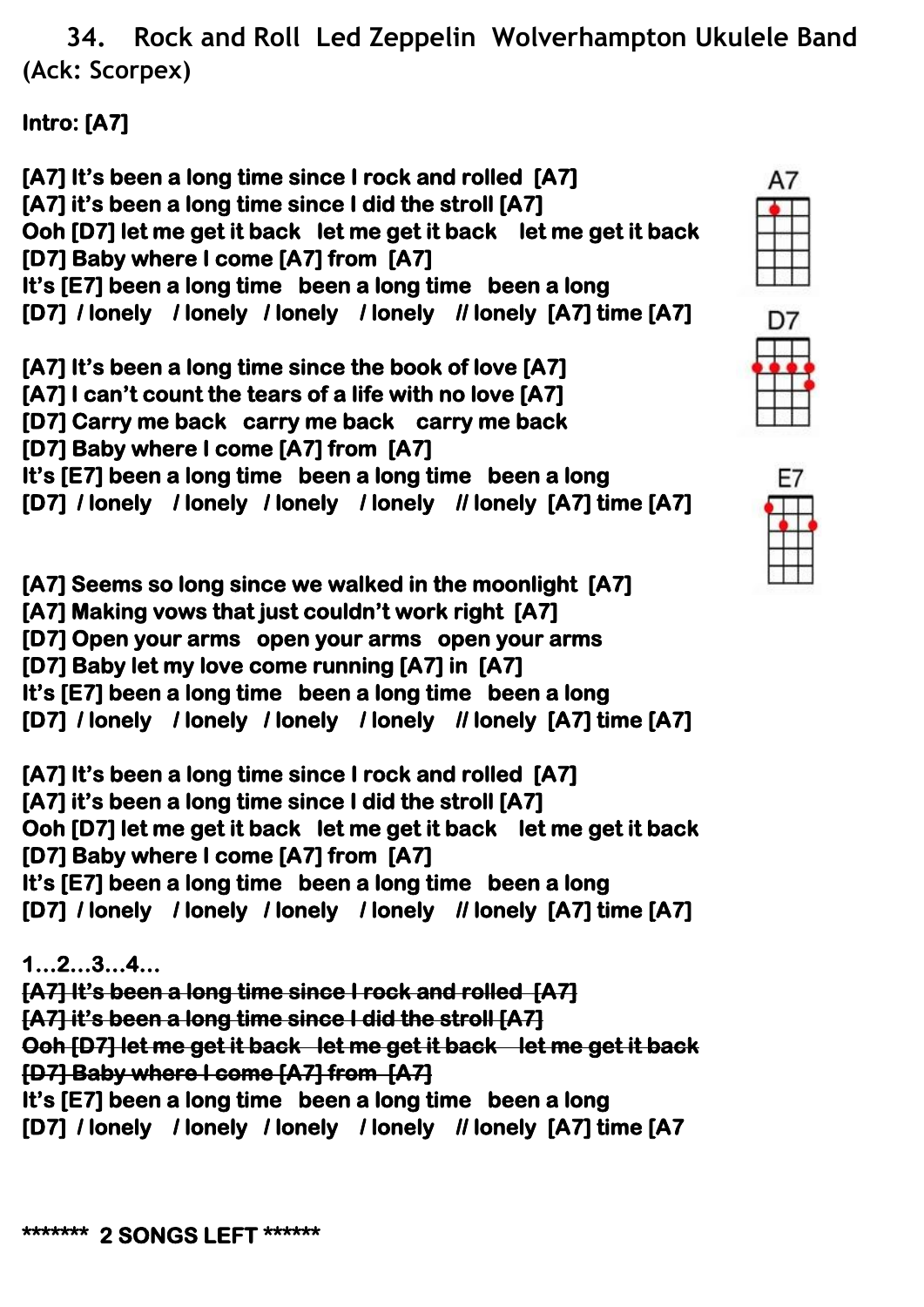# 34. Rock and Roll Led Zeppelin Wolverhampton Ukulele Band

(Ack: Scorpex)

**Intro: [A7]**

**[A7] It's been a long time since I rock and rolled [A7]**
**[A7] it's been a long time since I did the stroll [A7]**
**Ooh [D7] let me get it back let me get it back let me get it back**
**[D7] Baby where I come [A7] from [A7]**
**It's [E7] been a long time been a long time been a long**
**[D7] / lonely / lonely / lonely / lonely // lonely [A7] time [A7]**

**[A7] It's been a long time since the book of love [A7]**
**[A7] I can't count the tears of a life with no love [A7]**
**[D7] Carry me back carry me back carry me back**
**[D7] Baby where I come [A7] from [A7]**
**It's [E7] been a long time been a long time been a long**
**[D7] / lonely / lonely / lonely / lonely // lonely [A7] time [A7]**

**[A7] Seems so long since we walked in the moonlight [A7]**
**[A7] Making vows that just couldn't work right [A7]**
**[D7] Open your arms open your arms open your arms**
**[D7] Baby let my love come running [A7] in [A7]**
**It's [E7] been a long time been a long time been a long**
**[D7] / lonely / lonely / lonely / lonely // lonely [A7] time [A7]**

**[A7] It's been a long time since I rock and rolled [A7]**
**[A7] it's been a long time since I did the stroll [A7]**
**Ooh [D7] let me get it back let me get it back let me get it back**
**[D7] Baby where I come [A7] from [A7]**
**It's [E7] been a long time been a long time been a long**
**[D7] / lonely / lonely / lonely / lonely // lonely [A7] time [A7]**

**1...2...3...4...**
**~~[A7] It's been a long time since I rock and rolled [A7]~~**
**~~[A7] it's been a long time since I did the stroll [A7]~~**
**~~Ooh [D7] let me get it back let me get it back let me get it back~~**
**~~[D7] Baby where I come [A7] from [A7]~~**
**It's [E7] been a long time been a long time been a long**
**[D7] / lonely / lonely / lonely / lonely // lonely [A7] time [A7**

A7

D7

E7

**\*\*\*\*\*\*\* 2 SONGS LEFT \*\*\*\*\*\***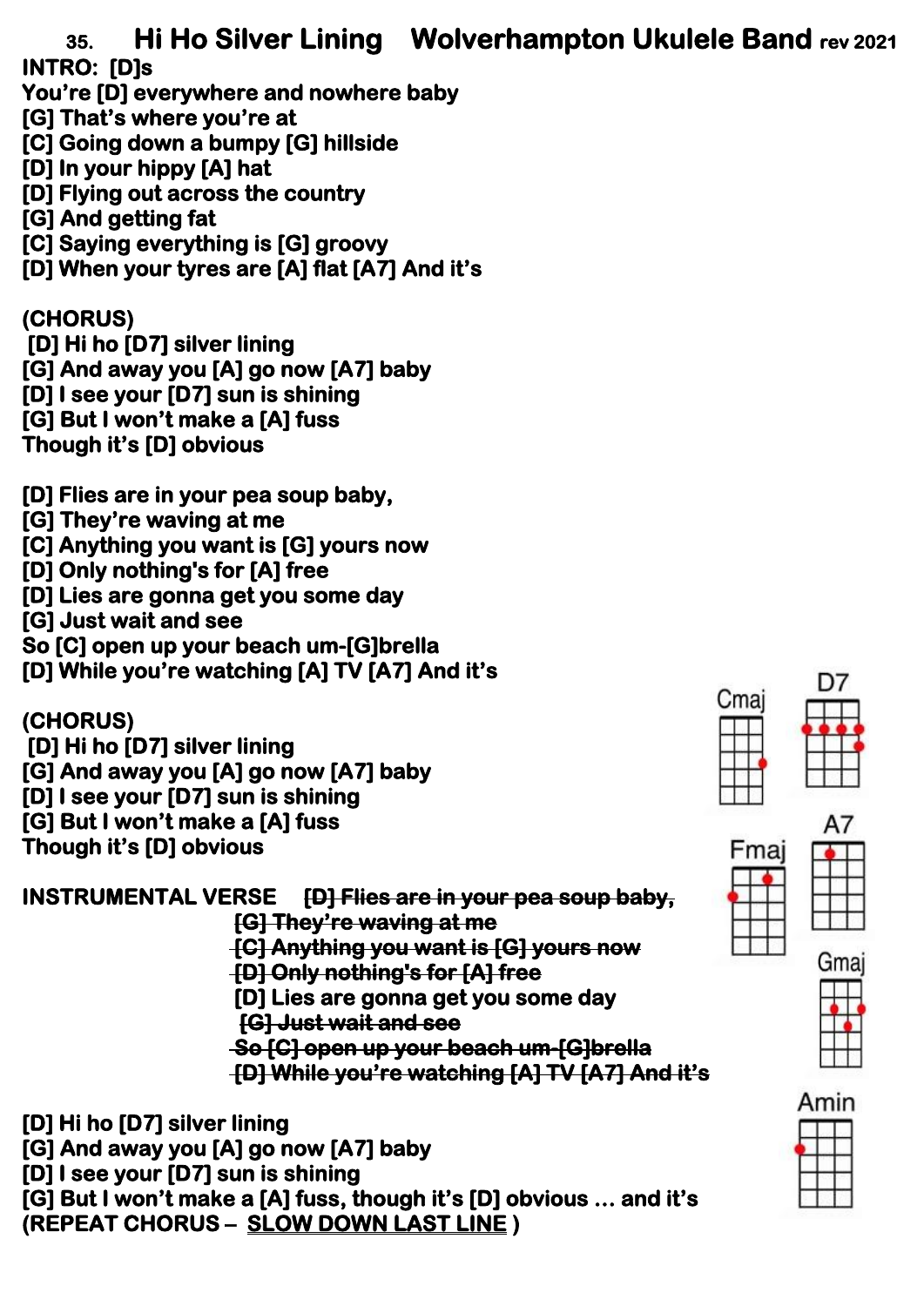# 35. Hi Ho Silver Lining Wolverhampton Ukulele Band rev 2021

**INTRO: [D]s**

**You're [D] everywhere and nowhere baby**
**[G] That's where you're at**
**[C] Going down a bumpy [G] hillside**
**[D] In your hippy [A] hat**
**[D] Flying out across the country**
**[G] And getting fat**
**[C] Saying everything is [G] groovy**
**[D] When your tyres are [A] flat [A7] And it's**

**(CHORUS)**
**[D] Hi ho [D7] silver lining**
**[G] And away you [A] go now [A7] baby**
**[D] I see your [D7] sun is shining**
**[G] But I won't make a [A] fuss**
**Though it's [D] obvious**

**[D] Flies are in your pea soup baby,**
**[G] They're waving at me**
**[C] Anything you want is [G] yours now**
**[D] Only nothing's for [A] free**
**[D] Lies are gonna get you some day**
**[G] Just wait and see**
**So [C] open up your beach um-[G]brella**
**[D] While you're watching [A] TV [A7] And it's**

**(CHORUS)**
**[D] Hi ho [D7] silver lining**
**[G] And away you [A] go now [A7] baby**
**[D] I see your [D7] sun is shining**
**[G] But I won't make a [A] fuss**
**Though it's [D] obvious**

**INSTRUMENTAL VERSE** ~~[D] Flies are in your pea soup baby,~~
~~[G] They're waving at me~~
~~[C] Anything you want is [G] yours now~~
~~[D] Only nothing's for [A] free~~
**[D] Lies are gonna get you some day**
~~[G] Just wait and see~~
~~So [C] open up your beach um-[G]brella~~
~~[D] While you're watching [A] TV [A7] And it's~~

**[D] Hi ho [D7] silver lining**
**[G] And away you [A] go now [A7] baby**
**[D] I see your [D7] sun is shining**
**[G] But I won't make a [A] fuss, though it's [D] obvious … and it's**
**(REPEAT CHORUS – SLOW DOWN LAST LINE )**

Cmaj D7 Fmaj A7 Gmaj Amin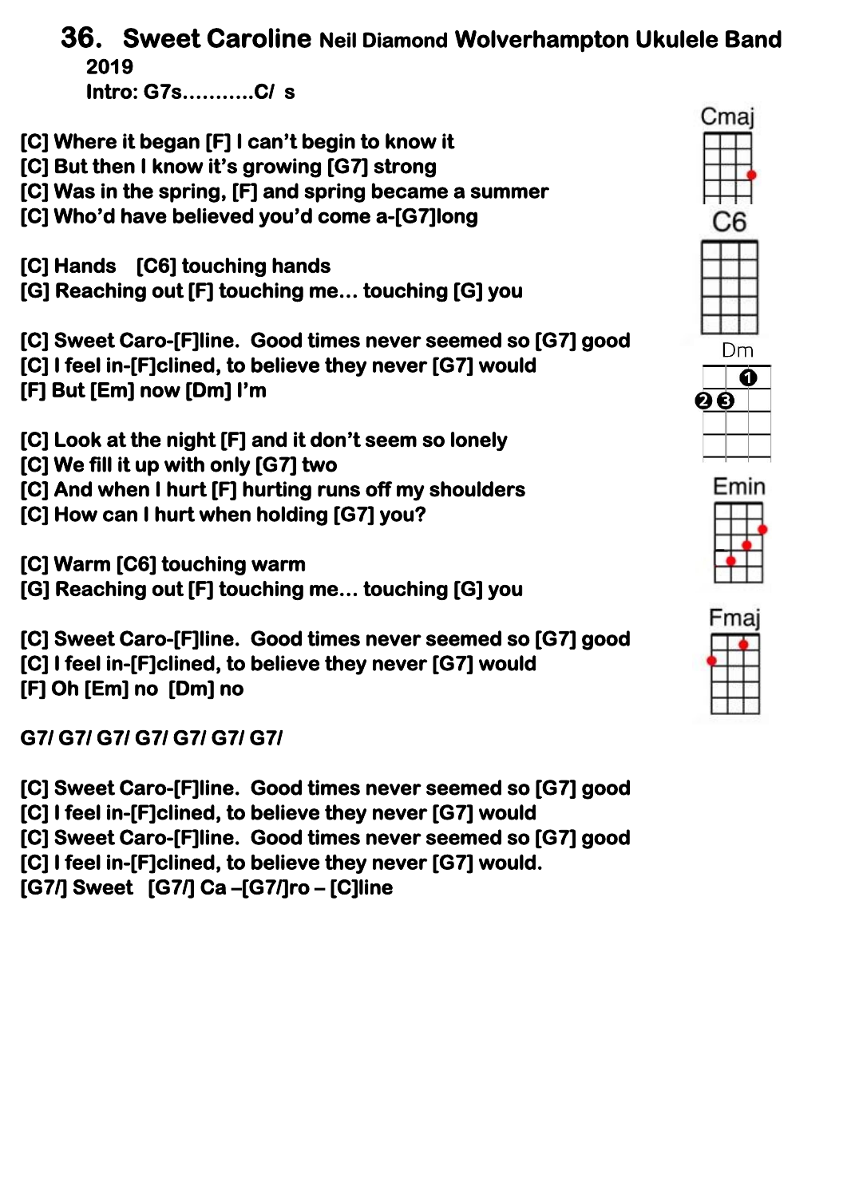# 36. Sweet Caroline Neil Diamond Wolverhampton Ukulele Band 2019

**Intro: G7s...........C/ s**

[C] Where it began [F] I can't begin to know it
[C] But then I know it's growing [G7] strong
[C] Was in the spring, [F] and spring became a summer
[C] Who'd have believed you'd come a-[G7]long

[C] Hands [C6] touching hands
[G] Reaching out [F] touching me… touching [G] you

[C] Sweet Caro-[F]line. Good times never seemed so [G7] good
[C] I feel in-[F]clined, to believe they never [G7] would
[F] But [Em] now [Dm] I'm

[C] Look at the night [F] and it don't seem so lonely
[C] We fill it up with only [G7] two
[C] And when I hurt [F] hurting runs off my shoulders
[C] How can I hurt when holding [G7] you?

[C] Warm [C6] touching warm
[G] Reaching out [F] touching me… touching [G] you

[C] Sweet Caro-[F]line. Good times never seemed so [G7] good
[C] I feel in-[F]clined, to believe they never [G7] would
[F] Oh [Em] no [Dm] no

G7/ G7/ G7/ G7/ G7/ G7/ G7/

[C] Sweet Caro-[F]line. Good times never seemed so [G7] good
[C] I feel in-[F]clined, to believe they never [G7] would
[C] Sweet Caro-[F]line. Good times never seemed so [G7] good
[C] I feel in-[F]clined, to believe they never [G7] would.
[G7/] Sweet [G7/] Ca –[G7/]ro – [C]line

Cmaj

C6

Dm

Emin

Fmaj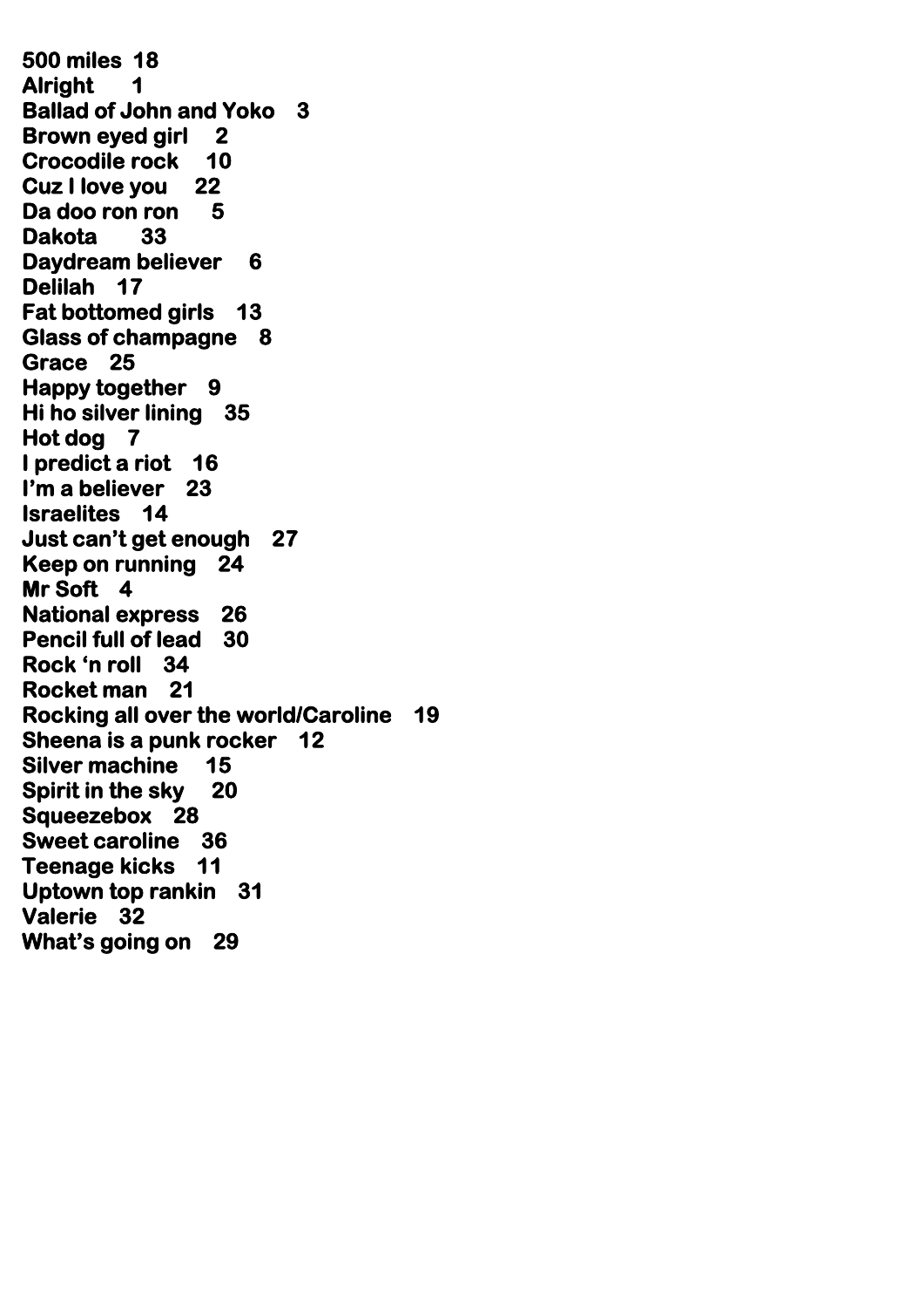**500 miles 18**
**Alright 1**
**Ballad of John and Yoko 3**
**Brown eyed girl 2**
**Crocodile rock 10**
**Cuz I love you 22**
**Da doo ron ron 5**
**Dakota 33**
**Daydream believer 6**
**Delilah 17**
**Fat bottomed girls 13**
**Glass of champagne 8**
**Grace 25**
**Happy together 9**
**Hi ho silver lining 35**
**Hot dog 7**
**I predict a riot 16**
**I'm a believer 23**
**Israelites 14**
**Just can't get enough 27**
**Keep on running 24**
**Mr Soft 4**
**National express 26**
**Pencil full of lead 30**
**Rock 'n roll 34**
**Rocket man 21**
**Rocking all over the world/Caroline 19**
**Sheena is a punk rocker 12**
**Silver machine 15**
**Spirit in the sky 20**
**Squeezebox 28**
**Sweet caroline 36**
**Teenage kicks 11**
**Uptown top rankin 31**
**Valerie 32**
**What's going on 29**